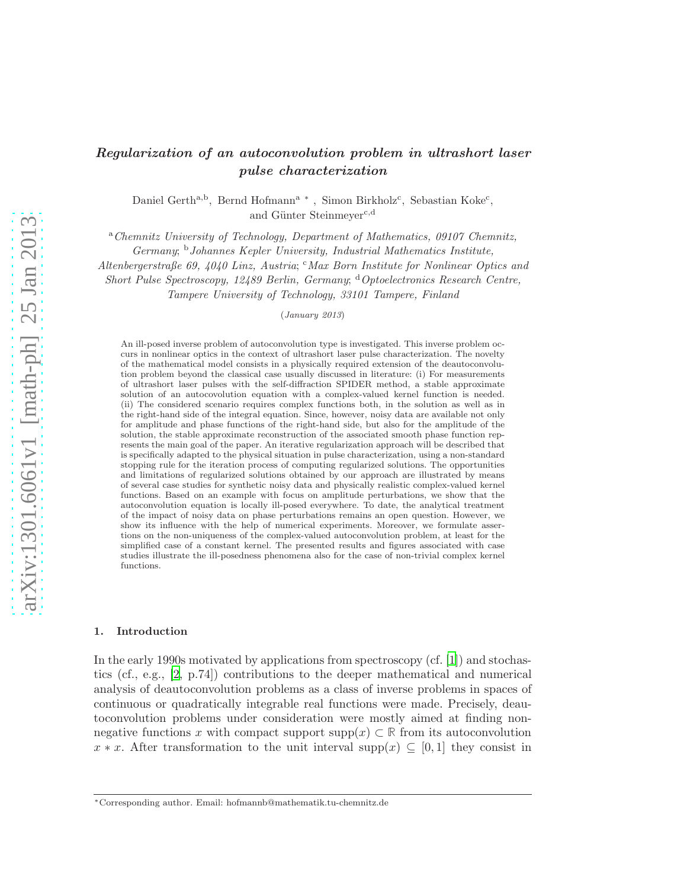# *Regularization of an autoconvolution problem in ultrashort laser pulse characterization*

Daniel Gerth[a,b], Bernd Hofmann[a] *, Simon Birkholz[c], Sebastian Koke[c], and Günter Steinmeyer[c,d]

[a] *Chemnitz University of Technology, Department of Mathematics, 09107 Chemnitz, Germany;* [b] *Johannes Kepler University, Industrial Mathematics Institute, Altenbergerstraße 69, 4040 Linz, Austria;* [c] *Max Born Institute for Nonlinear Optics and Short Pulse Spectroscopy, 12489 Berlin, Germany;* [d] *Optoelectronics Research Centre, Tampere University of Technology, 33101 Tampere, Finland*

(*January 2013*)

An ill-posed inverse problem of autoconvolution type is investigated. This inverse problem occurs in nonlinear optics in the context of ultrashort laser pulse characterization. The novelty of the mathematical model consists in a physically required extension of the deautoconvolution problem beyond the classical case usually discussed in literature: (i) For measurements of ultrashort laser pulses with the self-diffraction SPIDER method, a stable approximate solution of an autocovolution equation with a complex-valued kernel function is needed. (ii) The considered scenario requires complex functions both, in the solution as well as in the right-hand side of the integral equation. Since, however, noisy data are available not only for amplitude and phase functions of the right-hand side, but also for the amplitude of the solution, the stable approximate reconstruction of the associated smooth phase function represents the main goal of the paper. An iterative regularization approach will be described that is specifically adapted to the physical situation in pulse characterization, using a non-standard stopping rule for the iteration process of computing regularized solutions. The opportunities and limitations of regularized solutions obtained by our approach are illustrated by means of several case studies for synthetic noisy data and physically realistic complex-valued kernel functions. Based on an example with focus on amplitude perturbations, we show that the autoconvolution equation is locally ill-posed everywhere. To date, the analytical treatment of the impact of noisy data on phase perturbations remains an open question. However, we show its influence with the help of numerical experiments. Moreover, we formulate assertions on the non-uniqueness of the complex-valued autoconvolution problem, at least for the simplified case of a constant kernel. The presented results and figures associated with case studies illustrate the ill-posedness phenomena also for the case of non-trivial complex kernel functions.

## 1. Introduction

In the early 1990s motivated by applications from spectroscopy (cf. [1]) and stochastics (cf., e.g., [2, p.74]) contributions to the deeper mathematical and numerical analysis of deautoconvolution problems as a class of inverse problems in spaces of continuous or quadratically integrable real functions were made. Precisely, deautoconvolution problems under consideration were mostly aimed at finding nonnegative functions $x$ with compact support $\mathrm{supp}(x) \subset \mathbb{R}$ from its autoconvolution $x * x$. After transformation to the unit interval $\mathrm{supp}(x) \subseteq [0,1]$ they consist in

*Corresponding author. Email: hofmannb@mathematik.tu-chemnitz.de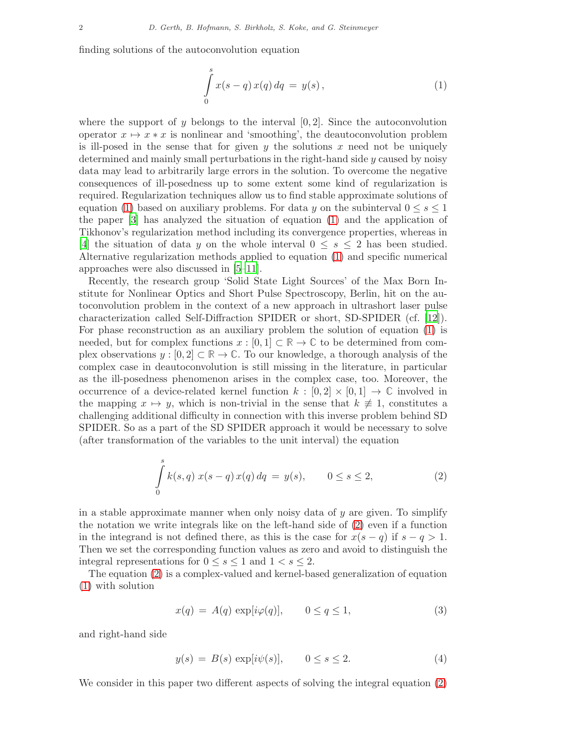finding solutions of the autoconvolution equation

$$\int_0^s x(s-q)\,x(q)\,dq \;=\; y(s)\,, \tag{1}$$

where the support of $y$ belongs to the interval $[0,2]$. Since the autoconvolution operator $x \mapsto x * x$ is nonlinear and 'smoothing', the deautoconvolution problem is ill-posed in the sense that for given $y$ the solutions $x$ need not be uniquely determined and mainly small perturbations in the right-hand side $y$ caused by noisy data may lead to arbitrarily large errors in the solution. To overcome the negative consequences of ill-posedness up to some extent some kind of regularization is required. Regularization techniques allow us to find stable approximate solutions of equation (1) based on auxiliary problems. For data $y$ on the subinterval $0 \le s \le 1$ the paper [3] has analyzed the situation of equation (1) and the application of Tikhonov's regularization method including its convergence properties, whereas in [4] the situation of data $y$ on the whole interval $0 \le s \le 2$ has been studied. Alternative regularization methods applied to equation (1) and specific numerical approaches were also discussed in [5–11].

Recently, the research group 'Solid State Light Sources' of the Max Born Institute for Nonlinear Optics and Short Pulse Spectroscopy, Berlin, hit on the autoconvolution problem in the context of a new approach in ultrashort laser pulse characterization called Self-Diffraction SPIDER or short, SD-SPIDER (cf. [12]). For phase reconstruction as an auxiliary problem the solution of equation (1) is needed, but for complex functions $x : [0,1] \subset \mathbb{R} \to \mathbb{C}$ to be determined from complex observations $y : [0,2] \subset \mathbb{R} \to \mathbb{C}$. To our knowledge, a thorough analysis of the complex case in deautoconvolution is still missing in the literature, in particular as the ill-posedness phenomenon arises in the complex case, too. Moreover, the occurrence of a device-related kernel function $k : [0,2] \times [0,1] \to \mathbb{C}$ involved in the mapping $x \mapsto y$, which is non-trivial in the sense that $k \not\equiv 1$, constitutes a challenging additional difficulty in connection with this inverse problem behind SD SPIDER. So as a part of the SD SPIDER approach it would be necessary to solve (after transformation of the variables to the unit interval) the equation

$$\int_0^s k(s,q)\; x(s-q)\,x(q)\,dq \;=\; y(s), \qquad 0 \le s \le 2, \tag{2}$$

in a stable approximate manner when only noisy data of $y$ are given. To simplify the notation we write integrals like on the left-hand side of (2) even if a function in the integrand is not defined there, as this is the case for $x(s-q)$ if $s-q > 1$. Then we set the corresponding function values as zero and avoid to distinguish the integral representations for $0 \le s \le 1$ and $1 < s \le 2$.

The equation (2) is a complex-valued and kernel-based generalization of equation (1) with solution

$$x(q) \;=\; A(q)\,\exp[i\varphi(q)], \qquad 0 \le q \le 1, \tag{3}$$

and right-hand side

$$y(s) \;=\; B(s)\,\exp[i\psi(s)], \qquad 0 \le s \le 2. \tag{4}$$

We consider in this paper two different aspects of solving the integral equation (2)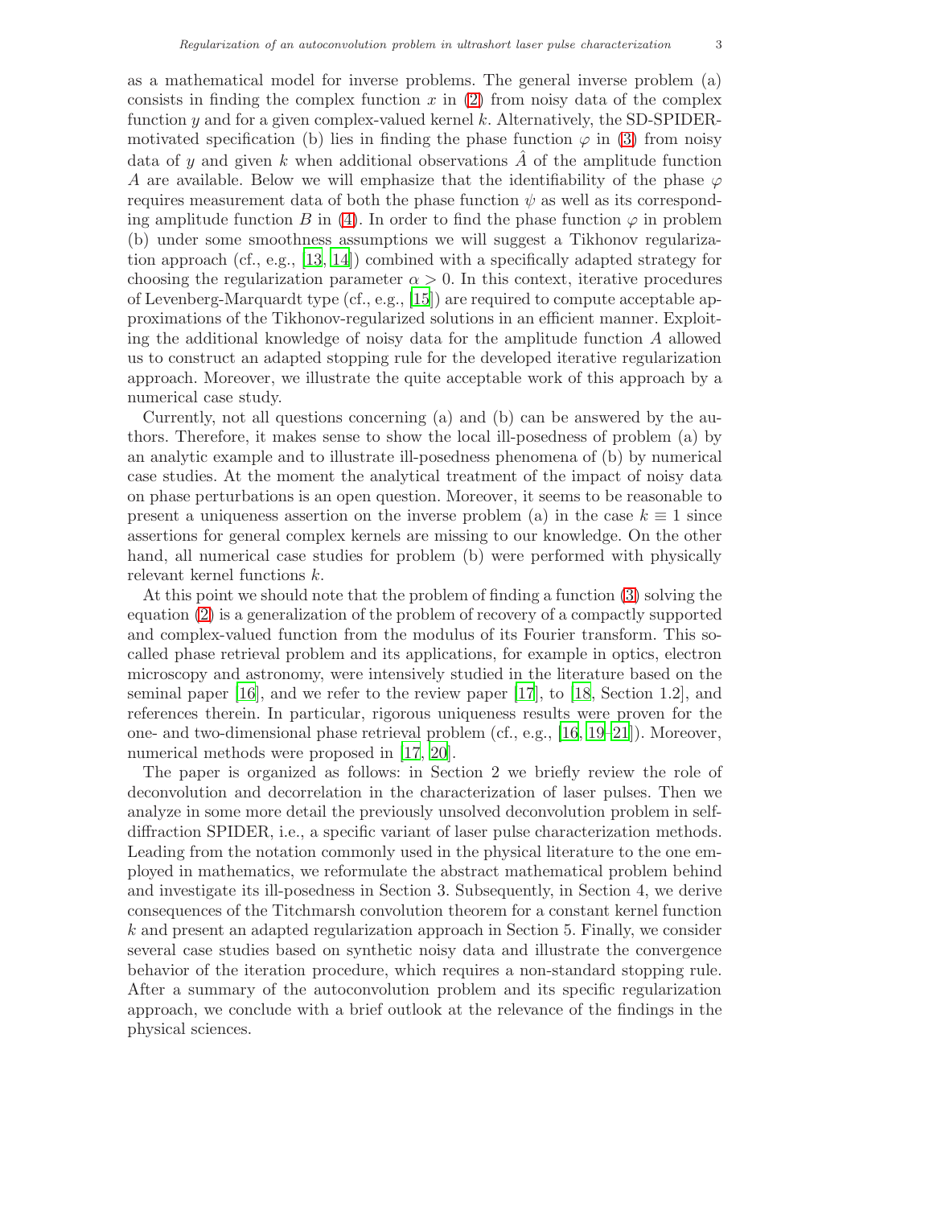as a mathematical model for inverse problems. The general inverse problem (a) consists in finding the complex function $x$ in (2) from noisy data of the complex function $y$ and for a given complex-valued kernel $k$. Alternatively, the SD-SPIDER-motivated specification (b) lies in finding the phase function $\varphi$ in (3) from noisy data of $y$ and given $k$ when additional observations $\hat{A}$ of the amplitude function $A$ are available. Below we will emphasize that the identifiability of the phase $\varphi$ requires measurement data of both the phase function $\psi$ as well as its corresponding amplitude function $B$ in (4). In order to find the phase function $\varphi$ in problem (b) under some smoothness assumptions we will suggest a Tikhonov regularization approach (cf., e.g., [13, 14]) combined with a specifically adapted strategy for choosing the regularization parameter $\alpha > 0$. In this context, iterative procedures of Levenberg-Marquardt type (cf., e.g., [15]) are required to compute acceptable approximations of the Tikhonov-regularized solutions in an efficient manner. Exploiting the additional knowledge of noisy data for the amplitude function $A$ allowed us to construct an adapted stopping rule for the developed iterative regularization approach. Moreover, we illustrate the quite acceptable work of this approach by a numerical case study.

Currently, not all questions concerning (a) and (b) can be answered by the authors. Therefore, it makes sense to show the local ill-posedness of problem (a) by an analytic example and to illustrate ill-posedness phenomena of (b) by numerical case studies. At the moment the analytical treatment of the impact of noisy data on phase perturbations is an open question. Moreover, it seems to be reasonable to present a uniqueness assertion on the inverse problem (a) in the case $k \equiv 1$ since assertions for general complex kernels are missing to our knowledge. On the other hand, all numerical case studies for problem (b) were performed with physically relevant kernel functions $k$.

At this point we should note that the problem of finding a function (3) solving the equation (2) is a generalization of the problem of recovery of a compactly supported and complex-valued function from the modulus of its Fourier transform. This so-called phase retrieval problem and its applications, for example in optics, electron microscopy and astronomy, were intensively studied in the literature based on the seminal paper [16], and we refer to the review paper [17], to [18, Section 1.2], and references therein. In particular, rigorous uniqueness results were proven for the one- and two-dimensional phase retrieval problem (cf., e.g., [16, 19–21]). Moreover, numerical methods were proposed in [17, 20].

The paper is organized as follows: in Section 2 we briefly review the role of deconvolution and decorrelation in the characterization of laser pulses. Then we analyze in some more detail the previously unsolved deconvolution problem in self-diffraction SPIDER, i.e., a specific variant of laser pulse characterization methods. Leading from the notation commonly used in the physical literature to the one employed in mathematics, we reformulate the abstract mathematical problem behind and investigate its ill-posedness in Section 3. Subsequently, in Section 4, we derive consequences of the Titchmarsh convolution theorem for a constant kernel function $k$ and present an adapted regularization approach in Section 5. Finally, we consider several case studies based on synthetic noisy data and illustrate the convergence behavior of the iteration procedure, which requires a non-standard stopping rule. After a summary of the autoconvolution problem and its specific regularization approach, we conclude with a brief outlook at the relevance of the findings in the physical sciences.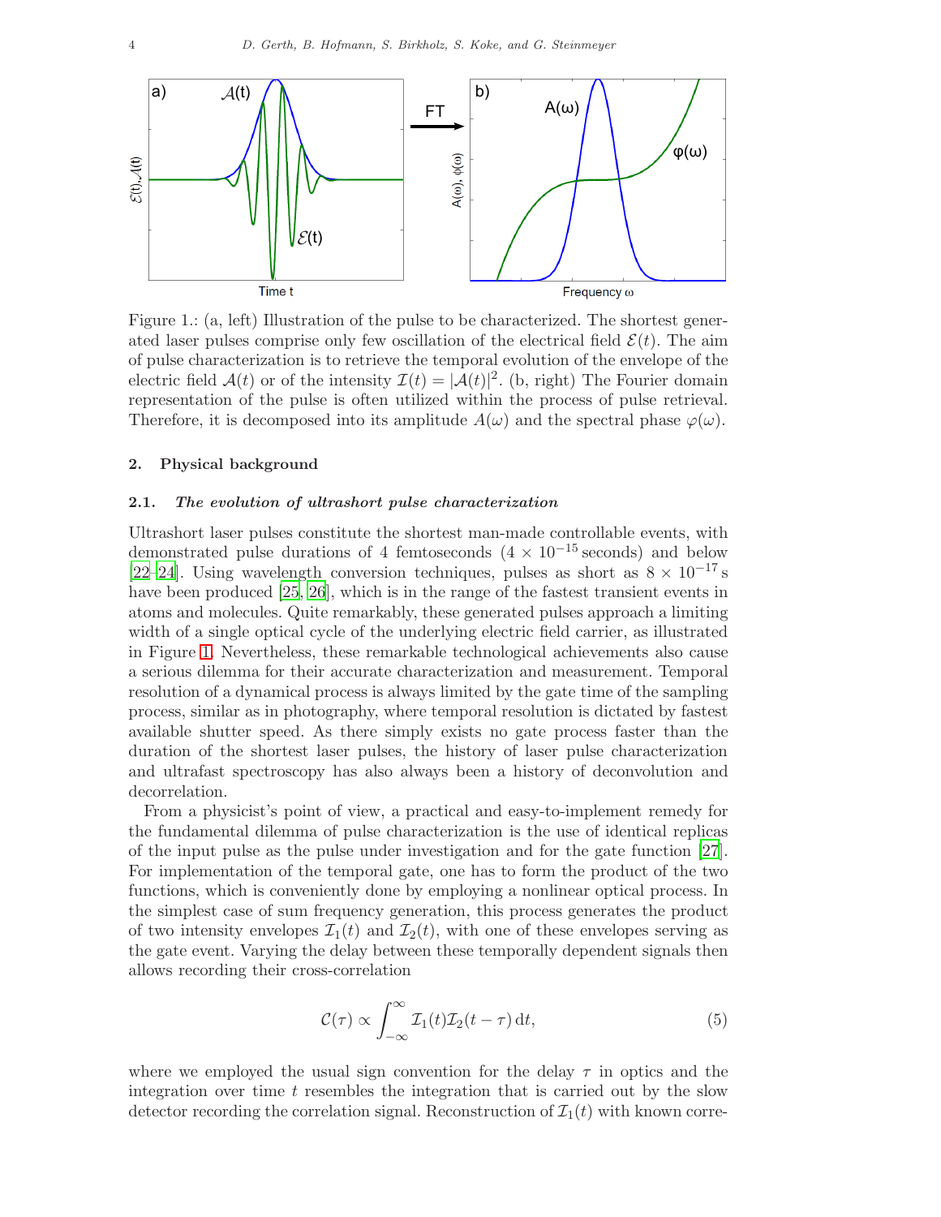Figure 1.: (a, left) Illustration of the pulse to be characterized. The shortest generated laser pulses comprise only few oscillation of the electrical field $\mathcal{E}(t)$. The aim of pulse characterization is to retrieve the temporal evolution of the envelope of the electric field $\mathcal{A}(t)$ or of the intensity $\mathcal{I}(t) = |\mathcal{A}(t)|^2$. (b, right) The Fourier domain representation of the pulse is often utilized within the process of pulse retrieval. Therefore, it is decomposed into its amplitude $A(\omega)$ and the spectral phase $\varphi(\omega)$.

## 2. Physical background

### 2.1. *The evolution of ultrashort pulse characterization*

Ultrashort laser pulses constitute the shortest man-made controllable events, with demonstrated pulse durations of 4 femtoseconds ($4 \times 10^{-15}$ seconds) and below [22–24]. Using wavelength conversion techniques, pulses as short as $8 \times 10^{-17}$ s have been produced [25, 26], which is in the range of the fastest transient events in atoms and molecules. Quite remarkably, these generated pulses approach a limiting width of a single optical cycle of the underlying electric field carrier, as illustrated in Figure 1. Nevertheless, these remarkable technological achievements also cause a serious dilemma for their accurate characterization and measurement. Temporal resolution of a dynamical process is always limited by the gate time of the sampling process, similar as in photography, where temporal resolution is dictated by fastest available shutter speed. As there simply exists no gate process faster than the duration of the shortest laser pulses, the history of laser pulse characterization and ultrafast spectroscopy has also always been a history of deconvolution and decorrelation.

From a physicist's point of view, a practical and easy-to-implement remedy for the fundamental dilemma of pulse characterization is the use of identical replicas of the input pulse as the pulse under investigation and for the gate function [27]. For implementation of the temporal gate, one has to form the product of the two functions, which is conveniently done by employing a nonlinear optical process. In the simplest case of sum frequency generation, this process generates the product of two intensity envelopes $\mathcal{I}_1(t)$ and $\mathcal{I}_2(t)$, with one of these envelopes serving as the gate event. Varying the delay between these temporally dependent signals then allows recording their cross-correlation

$$\mathcal{C}(\tau) \propto \int_{-\infty}^{\infty} \mathcal{I}_1(t)\mathcal{I}_2(t-\tau)\,\mathrm{d}t, \tag{5}$$

where we employed the usual sign convention for the delay $\tau$ in optics and the integration over time $t$ resembles the integration that is carried out by the slow detector recording the correlation signal. Reconstruction of $\mathcal{I}_1(t)$ with known corre-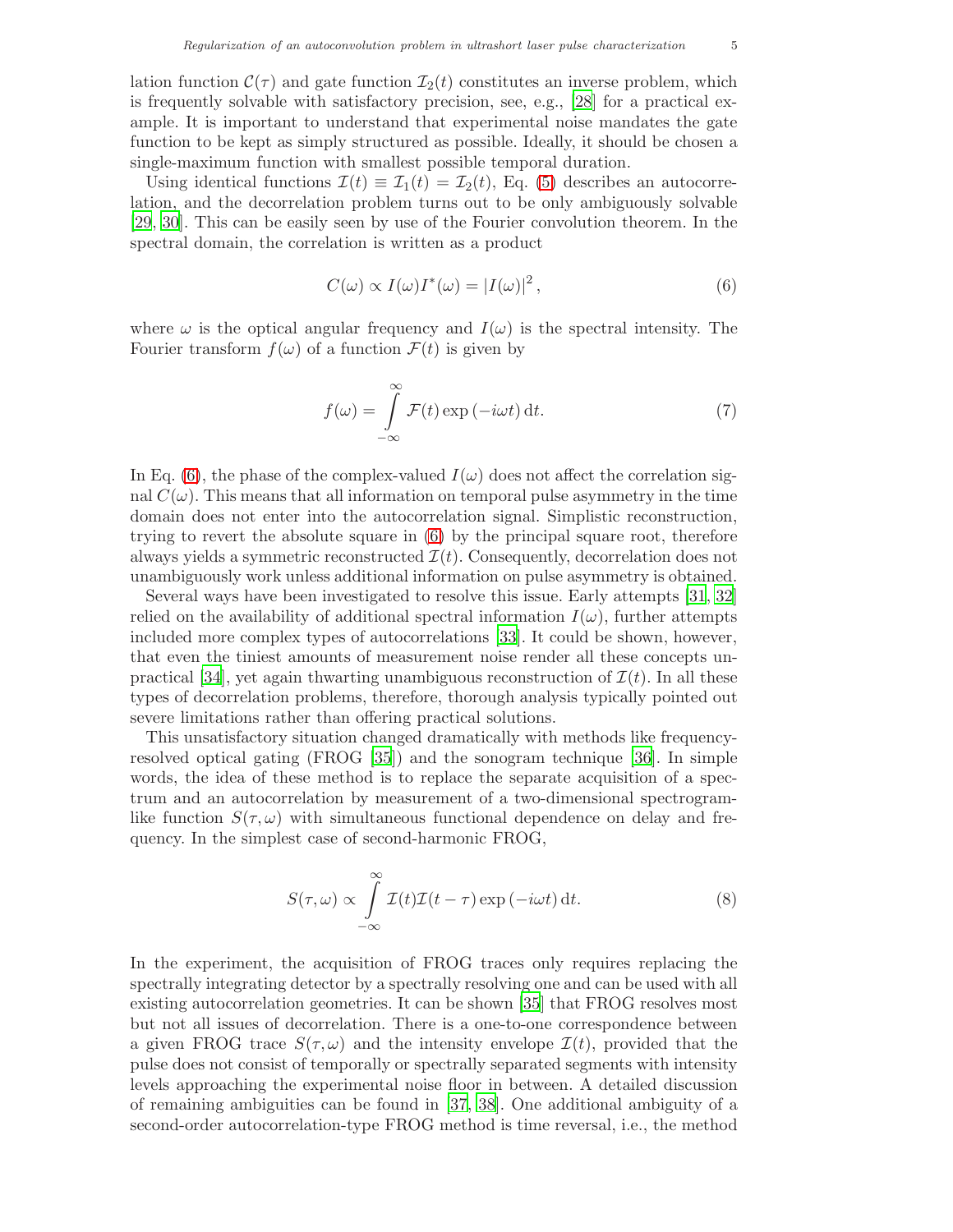lation function $\mathcal{C}(\tau)$ and gate function $\mathcal{I}_2(t)$ constitutes an inverse problem, which is frequently solvable with satisfactory precision, see, e.g., [28] for a practical example. It is important to understand that experimental noise mandates the gate function to be kept as simply structured as possible. Ideally, it should be chosen a single-maximum function with smallest possible temporal duration.

Using identical functions $\mathcal{I}(t) \equiv \mathcal{I}_1(t) = \mathcal{I}_2(t)$, Eq. (5) describes an autocorrelation, and the decorrelation problem turns out to be only ambiguously solvable [29, 30]. This can be easily seen by use of the Fourier convolution theorem. In the spectral domain, the correlation is written as a product

$$C(\omega) \propto I(\omega)I^*(\omega) = |I(\omega)|^2\,, \tag{6}$$

where $\omega$ is the optical angular frequency and $I(\omega)$ is the spectral intensity. The Fourier transform $f(\omega)$ of a function $\mathcal{F}(t)$ is given by

$$f(\omega) = \int\limits_{-\infty}^{\infty} \mathcal{F}(t) \exp\left(-i\omega t\right) \mathrm{d}t. \tag{7}$$

In Eq. (6), the phase of the complex-valued $I(\omega)$ does not affect the correlation signal $C(\omega)$. This means that all information on temporal pulse asymmetry in the time domain does not enter into the autocorrelation signal. Simplistic reconstruction, trying to revert the absolute square in (6) by the principal square root, therefore always yields a symmetric reconstructed $\mathcal{I}(t)$. Consequently, decorrelation does not unambiguously work unless additional information on pulse asymmetry is obtained.

Several ways have been investigated to resolve this issue. Early attempts [31, 32] relied on the availability of additional spectral information $I(\omega)$, further attempts included more complex types of autocorrelations [33]. It could be shown, however, that even the tiniest amounts of measurement noise render all these concepts unpractical [34], yet again thwarting unambiguous reconstruction of $\mathcal{I}(t)$. In all these types of decorrelation problems, therefore, thorough analysis typically pointed out severe limitations rather than offering practical solutions.

This unsatisfactory situation changed dramatically with methods like frequency-resolved optical gating (FROG [35]) and the sonogram technique [36]. In simple words, the idea of these method is to replace the separate acquisition of a spectrum and an autocorrelation by measurement of a two-dimensional spectrogram-like function $S(\tau,\omega)$ with simultaneous functional dependence on delay and frequency. In the simplest case of second-harmonic FROG,

$$S(\tau,\omega) \propto \int\limits_{-\infty}^{\infty} \mathcal{I}(t)\mathcal{I}(t-\tau) \exp\left(-i\omega t\right) \mathrm{d}t. \tag{8}$$

In the experiment, the acquisition of FROG traces only requires replacing the spectrally integrating detector by a spectrally resolving one and can be used with all existing autocorrelation geometries. It can be shown [35] that FROG resolves most but not all issues of decorrelation. There is a one-to-one correspondence between a given FROG trace $S(\tau,\omega)$ and the intensity envelope $\mathcal{I}(t)$, provided that the pulse does not consist of temporally or spectrally separated segments with intensity levels approaching the experimental noise floor in between. A detailed discussion of remaining ambiguities can be found in [37, 38]. One additional ambiguity of a second-order autocorrelation-type FROG method is time reversal, i.e., the method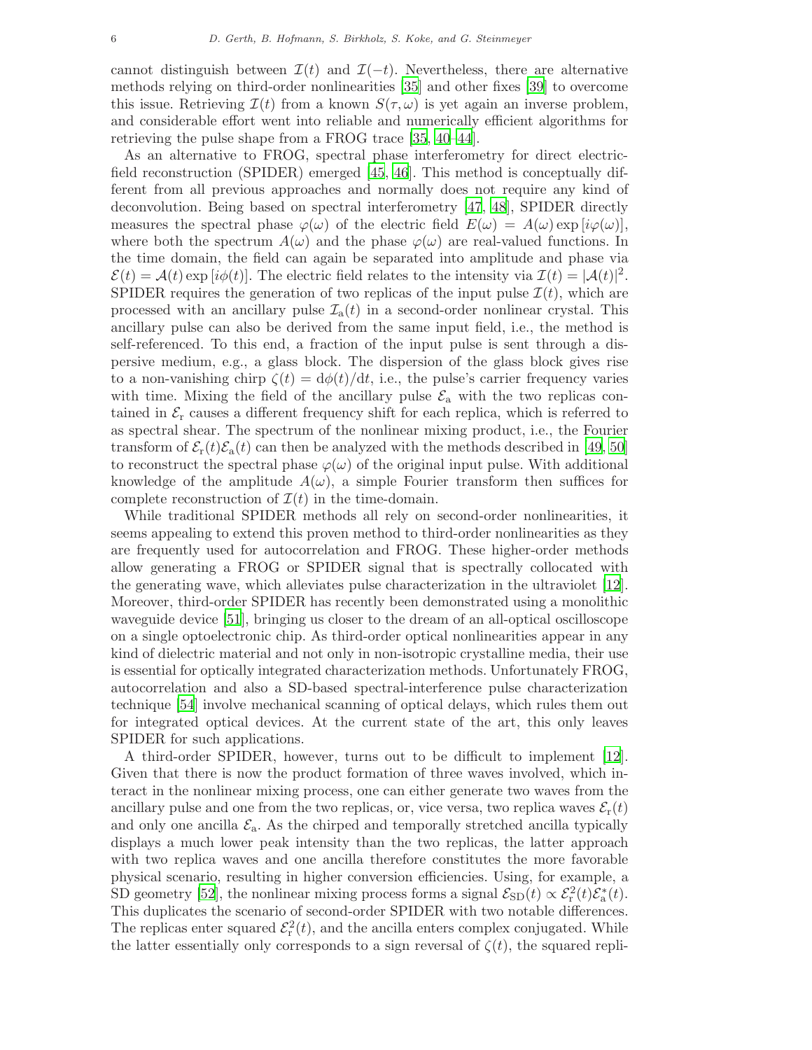cannot distinguish between $\mathcal{I}(t)$ and $\mathcal{I}(-t)$. Nevertheless, there are alternative methods relying on third-order nonlinearities [35] and other fixes [39] to overcome this issue. Retrieving $\mathcal{I}(t)$ from a known $S(\tau, \omega)$ is yet again an inverse problem, and considerable effort went into reliable and numerically efficient algorithms for retrieving the pulse shape from a FROG trace [35, 40–44].

As an alternative to FROG, spectral phase interferometry for direct electric-field reconstruction (SPIDER) emerged [45, 46]. This method is conceptually different from all previous approaches and normally does not require any kind of deconvolution. Being based on spectral interferometry [47, 48], SPIDER directly measures the spectral phase $\varphi(\omega)$ of the electric field $E(\omega) = A(\omega) \exp[i\varphi(\omega)]$, where both the spectrum $A(\omega)$ and the phase $\varphi(\omega)$ are real-valued functions. In the time domain, the field can again be separated into amplitude and phase via $\mathcal{E}(t) = \mathcal{A}(t) \exp[i\phi(t)]$. The electric field relates to the intensity via $\mathcal{I}(t) = |\mathcal{A}(t)|^2$. SPIDER requires the generation of two replicas of the input pulse $\mathcal{I}(t)$, which are processed with an ancillary pulse $\mathcal{I}_\mathrm{a}(t)$ in a second-order nonlinear crystal. This ancillary pulse can also be derived from the same input field, i.e., the method is self-referenced. To this end, a fraction of the input pulse is sent through a dispersive medium, e.g., a glass block. The dispersion of the glass block gives rise to a non-vanishing chirp $\zeta(t) = \mathrm{d}\phi(t)/\mathrm{d}t$, i.e., the pulse's carrier frequency varies with time. Mixing the field of the ancillary pulse $\mathcal{E}_\mathrm{a}$ with the two replicas contained in $\mathcal{E}_\mathrm{r}$ causes a different frequency shift for each replica, which is referred to as spectral shear. The spectrum of the nonlinear mixing product, i.e., the Fourier transform of $\mathcal{E}_\mathrm{r}(t)\mathcal{E}_\mathrm{a}(t)$ can then be analyzed with the methods described in [49, 50] to reconstruct the spectral phase $\varphi(\omega)$ of the original input pulse. With additional knowledge of the amplitude $A(\omega)$, a simple Fourier transform then suffices for complete reconstruction of $\mathcal{I}(t)$ in the time-domain.

While traditional SPIDER methods all rely on second-order nonlinearities, it seems appealing to extend this proven method to third-order nonlinearities as they are frequently used for autocorrelation and FROG. These higher-order methods allow generating a FROG or SPIDER signal that is spectrally collocated with the generating wave, which alleviates pulse characterization in the ultraviolet [12]. Moreover, third-order SPIDER has recently been demonstrated using a monolithic waveguide device [51], bringing us closer to the dream of an all-optical oscilloscope on a single optoelectronic chip. As third-order optical nonlinearities appear in any kind of dielectric material and not only in non-isotropic crystalline media, their use is essential for optically integrated characterization methods. Unfortunately FROG, autocorrelation and also a SD-based spectral-interference pulse characterization technique [54] involve mechanical scanning of optical delays, which rules them out for integrated optical devices. At the current state of the art, this only leaves SPIDER for such applications.

A third-order SPIDER, however, turns out to be difficult to implement [12]. Given that there is now the product formation of three waves involved, which interact in the nonlinear mixing process, one can either generate two waves from the ancillary pulse and one from the two replicas, or, vice versa, two replica waves $\mathcal{E}_\mathrm{r}(t)$ and only one ancilla $\mathcal{E}_\mathrm{a}$. As the chirped and temporally stretched ancilla typically displays a much lower peak intensity than the two replicas, the latter approach with two replica waves and one ancilla therefore constitutes the more favorable physical scenario, resulting in higher conversion efficiencies. Using, for example, a SD geometry [52], the nonlinear mixing process forms a signal $\mathcal{E}_\mathrm{SD}(t) \propto \mathcal{E}_\mathrm{r}^2(t)\mathcal{E}_\mathrm{a}^*(t)$. This duplicates the scenario of second-order SPIDER with two notable differences. The replicas enter squared $\mathcal{E}_\mathrm{r}^2(t)$, and the ancilla enters complex conjugated. While the latter essentially only corresponds to a sign reversal of $\zeta(t)$, the squared repli-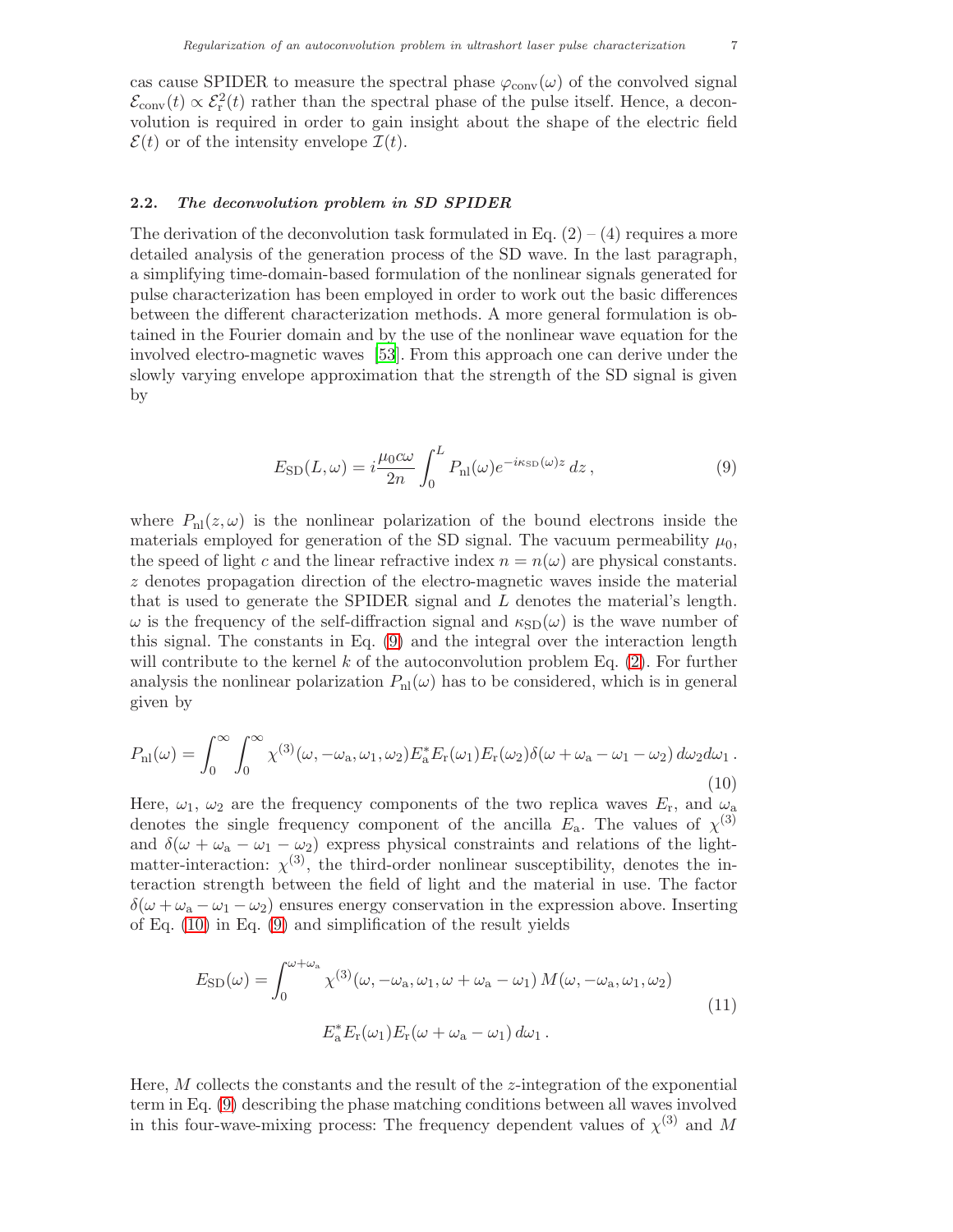cas cause SPIDER to measure the spectral phase $\varphi_{\rm conv}(\omega)$ of the convolved signal $\mathcal{E}_{\rm conv}(t) \propto \mathcal{E}_{\rm r}^2(t)$ rather than the spectral phase of the pulse itself. Hence, a deconvolution is required in order to gain insight about the shape of the electric field $\mathcal{E}(t)$ or of the intensity envelope $\mathcal{I}(t)$.

### 2.2. *The deconvolution problem in SD SPIDER*

The derivation of the deconvolution task formulated in Eq. (2) – (4) requires a more detailed analysis of the generation process of the SD wave. In the last paragraph, a simplifying time-domain-based formulation of the nonlinear signals generated for pulse characterization has been employed in order to work out the basic differences between the different characterization methods. A more general formulation is obtained in the Fourier domain and by the use of the nonlinear wave equation for the involved electro-magnetic waves [53]. From this approach one can derive under the slowly varying envelope approximation that the strength of the SD signal is given by

$$E_{\rm SD}(L,\omega) = i\frac{\mu_0 c\omega}{2n}\int_0^L P_{\rm nl}(\omega)e^{-i\kappa_{\rm SD}(\omega)z}\,dz\,, \tag{9}$$

where $P_{\rm nl}(z,\omega)$ is the nonlinear polarization of the bound electrons inside the materials employed for generation of the SD signal. The vacuum permeability $\mu_0$, the speed of light $c$ and the linear refractive index $n = n(\omega)$ are physical constants. $z$ denotes propagation direction of the electro-magnetic waves inside the material that is used to generate the SPIDER signal and $L$ denotes the material's length. $\omega$ is the frequency of the self-diffraction signal and $\kappa_{\rm SD}(\omega)$ is the wave number of this signal. The constants in Eq. (9) and the integral over the interaction length will contribute to the kernel $k$ of the autoconvolution problem Eq. (2). For further analysis the nonlinear polarization $P_{\rm nl}(\omega)$ has to be considered, which is in general given by

$$P_{\rm nl}(\omega) = \int_0^\infty\int_0^\infty \chi^{(3)}(\omega,-\omega_{\rm a},\omega_1,\omega_2)E_{\rm a}^*E_{\rm r}(\omega_1)E_{\rm r}(\omega_2)\delta(\omega+\omega_{\rm a}-\omega_1-\omega_2)\,d\omega_2 d\omega_1\,. \tag{10}$$

Here, $\omega_1$, $\omega_2$ are the frequency components of the two replica waves $E_{\rm r}$, and $\omega_{\rm a}$ denotes the single frequency component of the ancilla $E_{\rm a}$. The values of $\chi^{(3)}$ and $\delta(\omega+\omega_{\rm a}-\omega_1-\omega_2)$ express physical constraints and relations of the light-matter-interaction: $\chi^{(3)}$, the third-order nonlinear susceptibility, denotes the interaction strength between the field of light and the material in use. The factor $\delta(\omega+\omega_{\rm a}-\omega_1-\omega_2)$ ensures energy conservation in the expression above. Inserting of Eq. (10) in Eq. (9) and simplification of the result yields

$$\begin{aligned} E_{\rm SD}(\omega) = \int_0^{\omega+\omega_{\rm a}} &\chi^{(3)}(\omega,-\omega_{\rm a},\omega_1,\omega+\omega_{\rm a}-\omega_1)\,M(\omega,-\omega_{\rm a},\omega_1,\omega_2) \\ &E_{\rm a}^*E_{\rm r}(\omega_1)E_{\rm r}(\omega+\omega_{\rm a}-\omega_1)\,d\omega_1\,. \end{aligned} \tag{11}$$

Here, $M$ collects the constants and the result of the $z$-integration of the exponential term in Eq. (9) describing the phase matching conditions between all waves involved in this four-wave-mixing process: The frequency dependent values of $\chi^{(3)}$ and $M$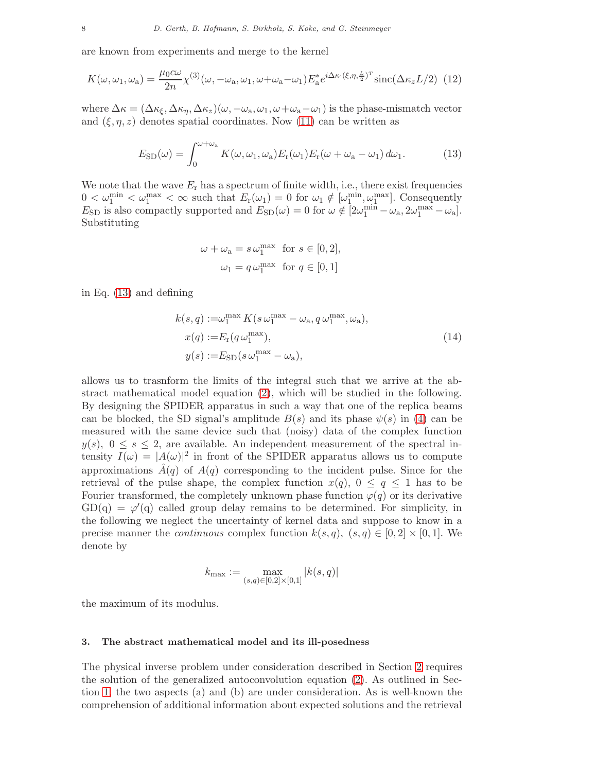are known from experiments and merge to the kernel

$$K(\omega,\omega_1,\omega_\mathrm{a}) = \frac{\mu_0 c\omega}{2n}\chi^{(3)}(\omega,-\omega_\mathrm{a},\omega_1,\omega+\omega_\mathrm{a}-\omega_1)E^*_\mathrm{a} e^{i\Delta\kappa\cdot(\xi,\eta,\frac{L}{2})^T}\operatorname{sinc}(\Delta\kappa_z L/2) \quad (12)$$

where $\Delta\kappa = (\Delta\kappa_\xi,\Delta\kappa_\eta,\Delta\kappa_z)(\omega,-\omega_\mathrm{a},\omega_1,\omega+\omega_\mathrm{a}-\omega_1)$ is the phase-mismatch vector and $(\xi,\eta,z)$ denotes spatial coordinates. Now (11) can be written as

$$E_\mathrm{SD}(\omega) = \int_0^{\omega+\omega_\mathrm{a}} K(\omega,\omega_1,\omega_\mathrm{a})E_\mathrm{r}(\omega_1)E_\mathrm{r}(\omega+\omega_\mathrm{a}-\omega_1)\,d\omega_1. \quad (13)$$

We note that the wave $E_\mathrm{r}$ has a spectrum of finite width, i.e., there exist frequencies $0<\omega_1^{\min}<\omega_1^{\max}<\infty$ such that $E_\mathrm{r}(\omega_1)=0$ for $\omega_1\notin[\omega_1^{\min},\omega_1^{\max}]$. Consequently $E_\mathrm{SD}$ is also compactly supported and $E_\mathrm{SD}(\omega)=0$ for $\omega\notin[2\omega_1^{\min}-\omega_\mathrm{a},2\omega_1^{\max}-\omega_\mathrm{a}]$. Substituting

$$\omega+\omega_\mathrm{a} = s\,\omega_1^{\max} \ \text{ for } s\in[0,2],$$
$$\omega_1 = q\,\omega_1^{\max} \ \text{ for } q\in[0,1]$$

in Eq. (13) and defining

$$\begin{aligned} k(s,q) &:= \omega_1^{\max}\,K(s\,\omega_1^{\max}-\omega_\mathrm{a},q\,\omega_1^{\max},\omega_\mathrm{a}),\\ x(q) &:= E_\mathrm{r}(q\,\omega_1^{\max}),\\ y(s) &:= E_\mathrm{SD}(s\,\omega_1^{\max}-\omega_\mathrm{a}), \end{aligned} \quad (14)$$

allows us to trasnform the limits of the integral such that we arrive at the abstract mathematical model equation (2), which will be studied in the following. By designing the SPIDER apparatus in such a way that one of the replica beams can be blocked, the SD signal's amplitude $B(s)$ and its phase $\psi(s)$ in (4) can be measured with the same device such that (noisy) data of the complex function $y(s),\ 0\le s\le 2$, are available. An independent measurement of the spectral intensity $I(\omega)=|A(\omega)|^2$ in front of the SPIDER apparatus allows us to compute approximations $\hat{A}(q)$ of $A(q)$ corresponding to the incident pulse. Since for the retrieval of the pulse shape, the complex function $x(q),\ 0\le q\le 1$ has to be Fourier transformed, the completely unknown phase function $\varphi(q)$ or its derivative $\mathrm{GD(q)} = \varphi'(\mathrm{q})$ called group delay remains to be determined. For simplicity, in the following we neglect the uncertainty of kernel data and suppose to know in a precise manner the *continuous* complex function $k(s,q),\ (s,q)\in[0,2]\times[0,1]$. We denote by

$$k_{\max} := \max_{(s,q)\in[0,2]\times[0,1]} |k(s,q)|$$

the maximum of its modulus.

## 3. The abstract mathematical model and its ill-posedness

The physical inverse problem under consideration described in Section 2 requires the solution of the generalized autoconvolution equation (2). As outlined in Section 1, the two aspects (a) and (b) are under consideration. As is well-known the comprehension of additional information about expected solutions and the retrieval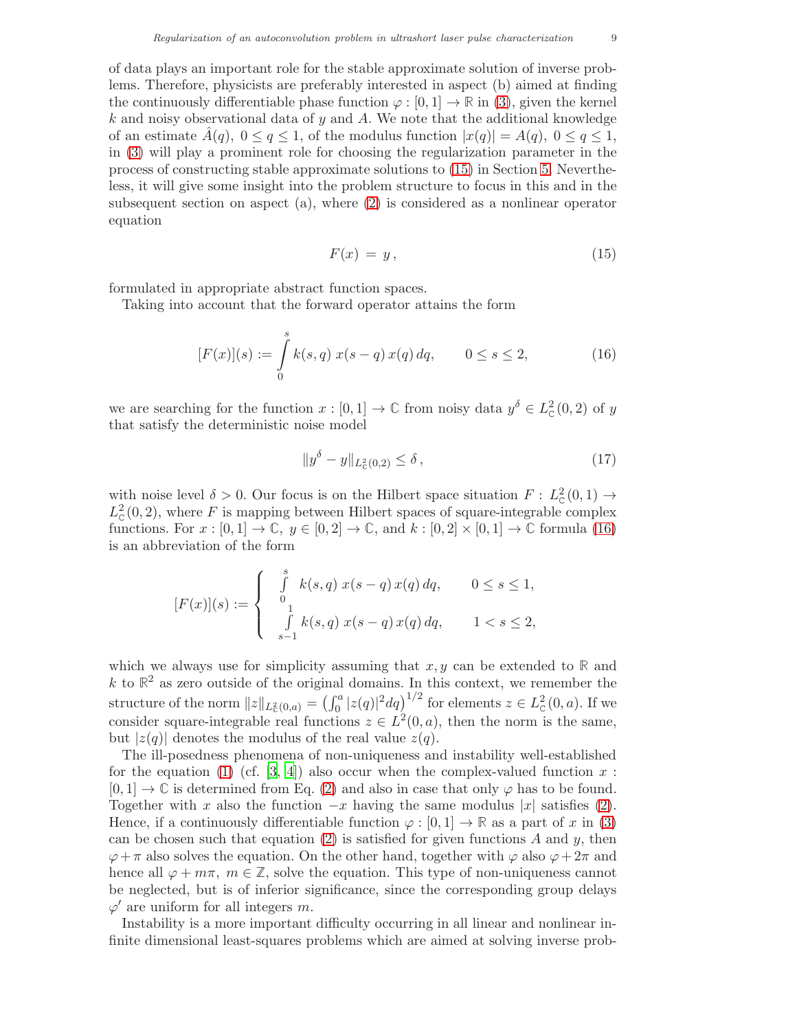of data plays an important role for the stable approximate solution of inverse problems. Therefore, physicists are preferably interested in aspect (b) aimed at finding the continuously differentiable phase function $\varphi : [0,1] \to \mathbb{R}$ in (3), given the kernel $k$ and noisy observational data of $y$ and $A$. We note that the additional knowledge of an estimate $\hat{A}(q),\ 0 \le q \le 1$, of the modulus function $|x(q)| = A(q),\ 0 \le q \le 1$, in (3) will play a prominent role for choosing the regularization parameter in the process of constructing stable approximate solutions to (15) in Section 5. Nevertheless, it will give some insight into the problem structure to focus in this and in the subsequent section on aspect (a), where (2) is considered as a nonlinear operator equation

$$F(x) \,=\, y\,, \tag{15}$$

formulated in appropriate abstract function spaces.

Taking into account that the forward operator attains the form

$$[F(x)](s) := \int_0^s k(s,q)\; x(s-q)\, x(q)\, dq, \qquad 0 \le s \le 2, \tag{16}$$

we are searching for the function $x : [0,1] \to \mathbb{C}$ from noisy data $y^\delta \in L^2_{\mathbb{C}}(0,2)$ of $y$ that satisfy the deterministic noise model

$$\|y^\delta - y\|_{L^2_{\mathbb{C}}(0,2)} \le \delta\,, \tag{17}$$

with noise level $\delta > 0$. Our focus is on the Hilbert space situation $F : L^2_{\mathbb{C}}(0,1) \to L^2_{\mathbb{C}}(0,2)$, where $F$ is mapping between Hilbert spaces of square-integrable complex functions. For $x : [0,1] \to \mathbb{C},\ y \in [0,2] \to \mathbb{C}$, and $k : [0,2] \times [0,1] \to \mathbb{C}$ formula (16) is an abbreviation of the form

$$[F(x)](s) := \begin{cases} \displaystyle\int_0^s k(s,q)\; x(s-q)\, x(q)\, dq, & 0 \le s \le 1, \\ \displaystyle\int_{s-1}^1 k(s,q)\; x(s-q)\, x(q)\, dq, & 1 < s \le 2, \end{cases}$$

which we always use for simplicity assuming that $x, y$ can be extended to $\mathbb{R}$ and $k$ to $\mathbb{R}^2$ as zero outside of the original domains. In this context, we remember the structure of the norm $\|z\|_{L^2_{\mathbb{C}}(0,a)} = \left(\int_0^a |z(q)|^2 dq\right)^{1/2}$ for elements $z \in L^2_{\mathbb{C}}(0,a)$. If we consider square-integrable real functions $z \in L^2(0,a)$, then the norm is the same, but $|z(q)|$ denotes the modulus of the real value $z(q)$.

The ill-posedness phenomena of non-uniqueness and instability well-established for the equation (1) (cf. [3, 4]) also occur when the complex-valued function $x : [0,1] \to \mathbb{C}$ is determined from Eq. (2) and also in case that only $\varphi$ has to be found. Together with $x$ also the function $-x$ having the same modulus $|x|$ satisfies (2). Hence, if a continuously differentiable function $\varphi : [0,1] \to \mathbb{R}$ as a part of $x$ in (3) can be chosen such that equation (2) is satisfied for given functions $A$ and $y$, then $\varphi + \pi$ also solves the equation. On the other hand, together with $\varphi$ also $\varphi + 2\pi$ and hence all $\varphi + m\pi,\ m \in \mathbb{Z}$, solve the equation. This type of non-uniqueness cannot be neglected, but is of inferior significance, since the corresponding group delays $\varphi'$ are uniform for all integers $m$.

Instability is a more important difficulty occurring in all linear and nonlinear infinite dimensional least-squares problems which are aimed at solving inverse prob-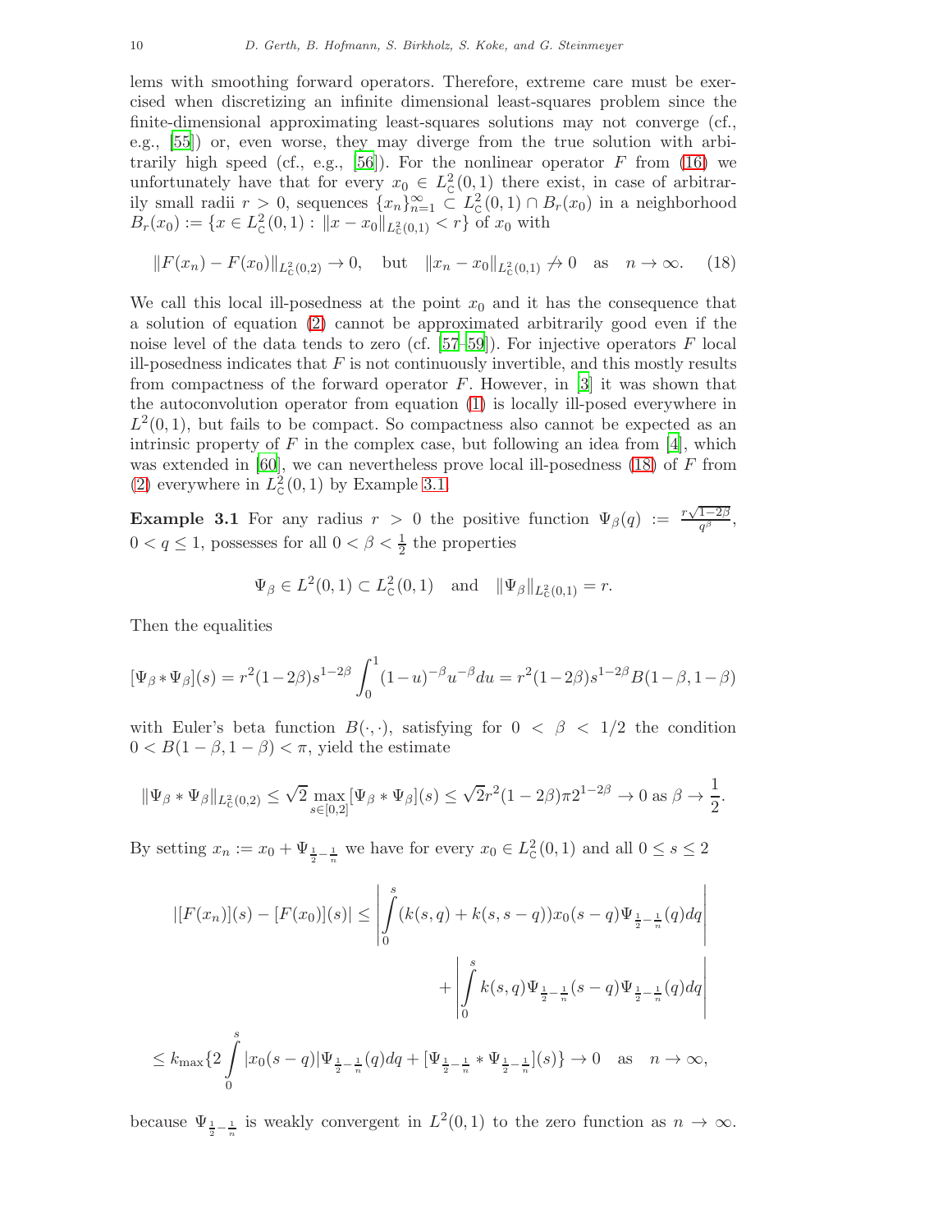lems with smoothing forward operators. Therefore, extreme care must be exercised when discretizing an infinite dimensional least-squares problem since the finite-dimensional approximating least-squares solutions may not converge (cf., e.g., [55]) or, even worse, they may diverge from the true solution with arbitrarily high speed (cf., e.g., [56]). For the nonlinear operator $F$ from (16) we unfortunately have that for every $x_0 \in L^2_{\mathbb{C}}(0,1)$ there exist, in case of arbitrarily small radii $r > 0$, sequences $\{x_n\}_{n=1}^\infty \subset L^2_{\mathbb{C}}(0,1) \cap B_r(x_0)$ in a neighborhood $B_r(x_0) := \{x \in L^2_{\mathbb{C}}(0,1) : \|x - x_0\|_{L^2_{\mathbb{C}}(0,1)} < r\}$ of $x_0$ with

$$\|F(x_n) - F(x_0)\|_{L^2_{\mathbb{C}}(0,2)} \to 0, \quad \text{but} \quad \|x_n - x_0\|_{L^2_{\mathbb{C}}(0,1)} \not\to 0 \quad \text{as} \quad n \to \infty. \tag{18}$$

We call this local ill-posedness at the point $x_0$ and it has the consequence that a solution of equation (2) cannot be approximated arbitrarily good even if the noise level of the data tends to zero (cf. [57–59]). For injective operators $F$ local ill-posedness indicates that $F$ is not continuously invertible, and this mostly results from compactness of the forward operator $F$. However, in [3] it was shown that the autoconvolution operator from equation (1) is locally ill-posed everywhere in $L^2(0,1)$, but fails to be compact. So compactness also cannot be expected as an intrinsic property of $F$ in the complex case, but following an idea from [4], which was extended in [60], we can nevertheless prove local ill-posedness (18) of $F$ from (2) everywhere in $L^2_{\mathbb{C}}(0,1)$ by Example 3.1.

**Example 3.1** For any radius $r > 0$ the positive function $\Psi_\beta(q) := \frac{r\sqrt{1-2\beta}}{q^\beta}$, $0 < q \le 1$, possesses for all $0 < \beta < \frac{1}{2}$ the properties

$$\Psi_\beta \in L^2(0,1) \subset L^2_{\mathbb{C}}(0,1) \quad \text{and} \quad \|\Psi_\beta\|_{L^2_{\mathbb{C}}(0,1)} = r.$$

Then the equalities

$$[\Psi_\beta * \Psi_\beta](s) = r^2(1-2\beta)s^{1-2\beta}\int_0^1 (1-u)^{-\beta}u^{-\beta}du = r^2(1-2\beta)s^{1-2\beta}B(1-\beta, 1-\beta)$$

with Euler's beta function $B(\cdot,\cdot)$, satisfying for $0 < \beta < 1/2$ the condition $0 < B(1-\beta, 1-\beta) < \pi$, yield the estimate

$$\|\Psi_\beta * \Psi_\beta\|_{L^2_{\mathbb{C}}(0,2)} \le \sqrt{2}\max_{s\in[0,2]}[\Psi_\beta * \Psi_\beta](s) \le \sqrt{2}r^2(1-2\beta)\pi 2^{1-2\beta} \to 0 \text{ as } \beta \to \frac{1}{2}.$$

By setting $x_n := x_0 + \Psi_{\frac{1}{2}-\frac{1}{n}}$ we have for every $x_0 \in L^2_{\mathbb{C}}(0,1)$ and all $0 \le s \le 2$

$$|[F(x_n)](s) - [F(x_0)](s)| \le \left|\int_0^s (k(s,q) + k(s,s-q))x_0(s-q)\Psi_{\frac{1}{2}-\frac{1}{n}}(q)dq\right| + \left|\int_0^s k(s,q)\Psi_{\frac{1}{2}-\frac{1}{n}}(s-q)\Psi_{\frac{1}{2}-\frac{1}{n}}(q)dq\right|$$

$$\le k_{\max}\{2\int_0^s |x_0(s-q)|\Psi_{\frac{1}{2}-\frac{1}{n}}(q)dq + [\Psi_{\frac{1}{2}-\frac{1}{n}} * \Psi_{\frac{1}{2}-\frac{1}{n}}](s)\} \to 0 \quad \text{as} \quad n \to \infty,$$

because $\Psi_{\frac{1}{2}-\frac{1}{n}}$ is weakly convergent in $L^2(0,1)$ to the zero function as $n \to \infty$.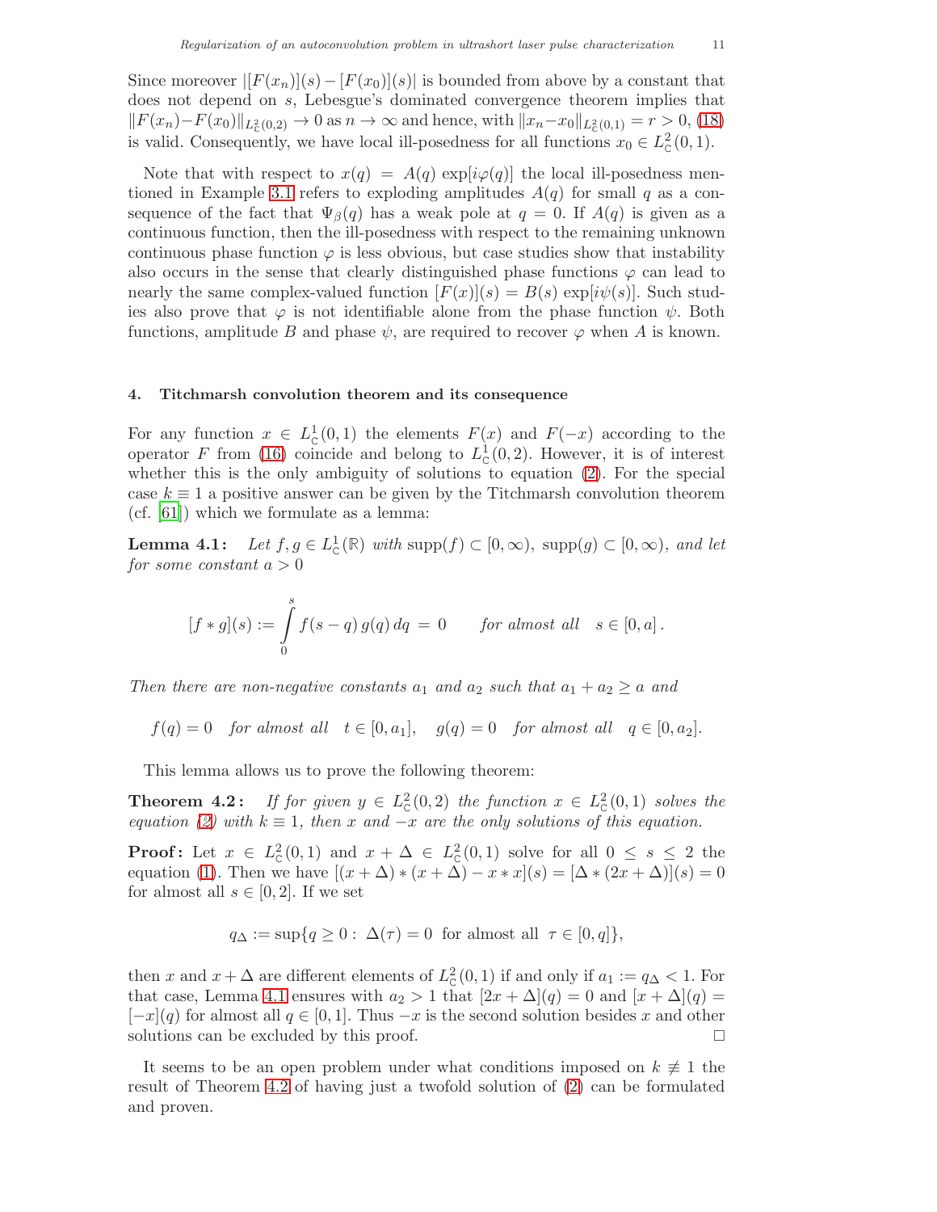Since moreover $|[F(x_n)](s) - [F(x_0)](s)|$ is bounded from above by a constant that does not depend on $s$, Lebesgue's dominated convergence theorem implies that $\|F(x_n) - F(x_0)\|_{L^2_{\mathbb{C}}(0,2)} \to 0$ as $n \to \infty$ and hence, with $\|x_n - x_0\|_{L^2_{\mathbb{C}}(0,1)} = r > 0$, (18) is valid. Consequently, we have local ill-posedness for all functions $x_0 \in L^2_{\mathbb{C}}(0,1)$.

Note that with respect to $x(q) = A(q) \exp[i\varphi(q)]$ the local ill-posedness mentioned in Example 3.1 refers to exploding amplitudes $A(q)$ for small $q$ as a consequence of the fact that $\Psi_\beta(q)$ has a weak pole at $q = 0$. If $A(q)$ is given as a continuous function, then the ill-posedness with respect to the remaining unknown continuous phase function $\varphi$ is less obvious, but case studies show that instability also occurs in the sense that clearly distinguished phase functions $\varphi$ can lead to nearly the same complex-valued function $[F(x)](s) = B(s) \exp[i\psi(s)]$. Such studies also prove that $\varphi$ is not identifiable alone from the phase function $\psi$. Both functions, amplitude $B$ and phase $\psi$, are required to recover $\varphi$ when $A$ is known.

## 4. Titchmarsh convolution theorem and its consequence

For any function $x \in L^1_{\mathbb{C}}(0,1)$ the elements $F(x)$ and $F(-x)$ according to the operator $F$ from (16) coincide and belong to $L^1_{\mathbb{C}}(0,2)$. However, it is of interest whether this is the only ambiguity of solutions to equation (2). For the special case $k \equiv 1$ a positive answer can be given by the Titchmarsh convolution theorem (cf. [61]) which we formulate as a lemma:

**Lemma 4.1:** *Let $f, g \in L^1_{\mathbb{C}}(\mathbb{R})$ with $\mathrm{supp}(f) \subset [0,\infty)$, $\mathrm{supp}(g) \subset [0,\infty)$, and let for some constant $a > 0$*

$$[f * g](s) := \int_0^s f(s-q)\, g(q)\, dq \;=\; 0 \qquad \textit{for almost all} \quad s \in [0,a]\,.$$

*Then there are non-negative constants $a_1$ and $a_2$ such that $a_1 + a_2 \geq a$ and*

$$f(q) = 0 \quad \textit{for almost all} \quad t \in [0,a_1], \quad g(q) = 0 \quad \textit{for almost all} \quad q \in [0,a_2].$$

This lemma allows us to prove the following theorem:

**Theorem 4.2:** *If for given $y \in L^2_{\mathbb{C}}(0,2)$ the function $x \in L^2_{\mathbb{C}}(0,1)$ solves the equation (2) with $k \equiv 1$, then $x$ and $-x$ are the only solutions of this equation.*

**Proof:** Let $x \in L^2_{\mathbb{C}}(0,1)$ and $x + \Delta \in L^2_{\mathbb{C}}(0,1)$ solve for all $0 \leq s \leq 2$ the equation (1). Then we have $[(x+\Delta)*(x+\Delta) - x*x](s) = [\Delta * (2x+\Delta)](s) = 0$ for almost all $s \in [0,2]$. If we set

$$q_\Delta := \sup\{q \geq 0 : \; \Delta(\tau) = 0 \;\text{ for almost all }\; \tau \in [0,q]\},$$

then $x$ and $x + \Delta$ are different elements of $L^2_{\mathbb{C}}(0,1)$ if and only if $a_1 := q_\Delta < 1$. For that case, Lemma 4.1 ensures with $a_2 > 1$ that $[2x + \Delta](q) = 0$ and $[x + \Delta](q) = [-x](q)$ for almost all $q \in [0,1]$. Thus $-x$ is the second solution besides $x$ and other solutions can be excluded by this proof. $\square$

It seems to be an open problem under what conditions imposed on $k \not\equiv 1$ the result of Theorem 4.2 of having just a twofold solution of (2) can be formulated and proven.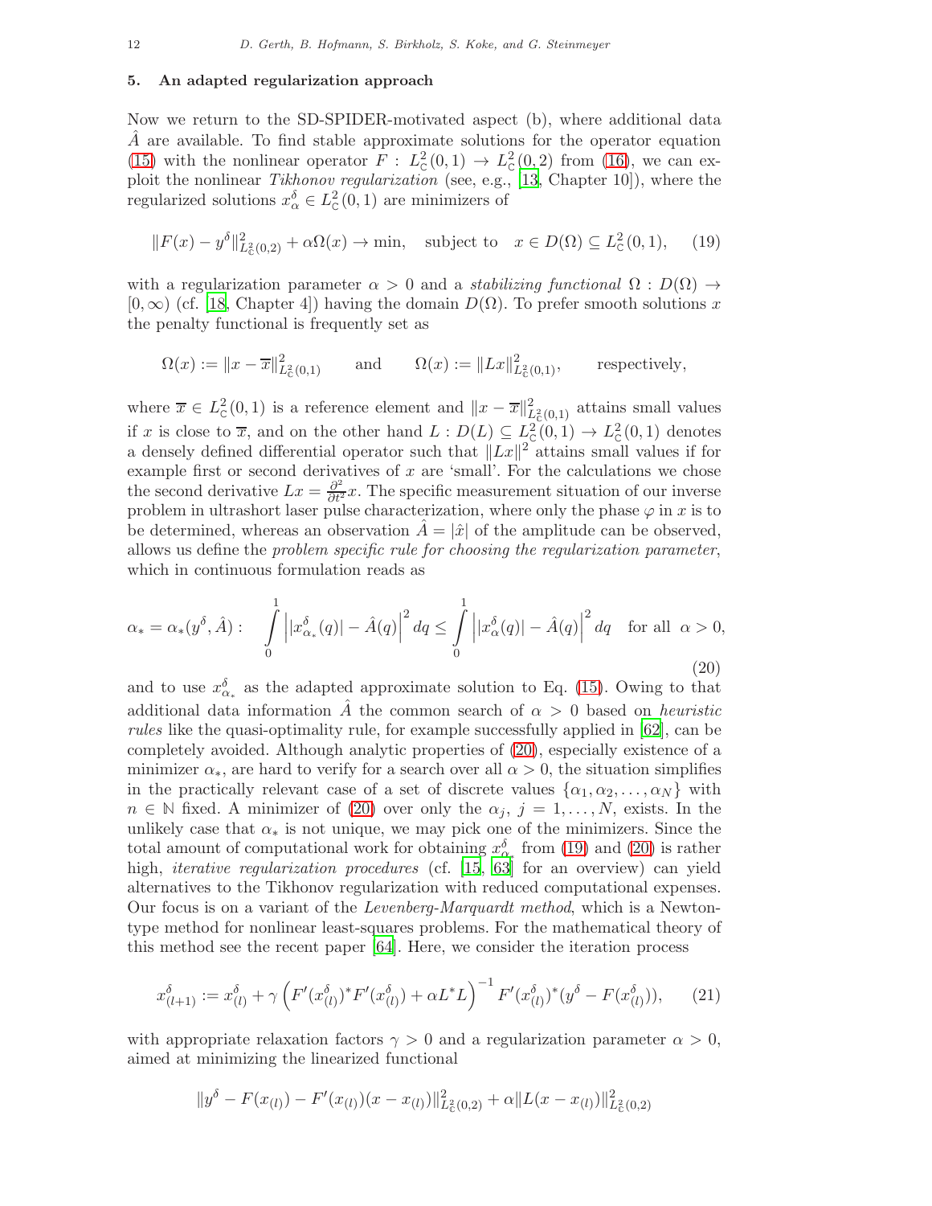## 5. An adapted regularization approach

Now we return to the SD-SPIDER-motivated aspect (b), where additional data $\hat{A}$ are available. To find stable approximate solutions for the operator equation (15) with the nonlinear operator $F : L^2_{\mathbb{C}}(0,1) \to L^2_{\mathbb{C}}(0,2)$ from (16), we can exploit the nonlinear *Tikhonov regularization* (see, e.g., [13, Chapter 10]), where the regularized solutions $x_\alpha^\delta \in L^2_{\mathbb{C}}(0,1)$ are minimizers of

$$\|F(x) - y^\delta\|^2_{L^2_{\mathbb{C}}(0,2)} + \alpha\Omega(x) \to \min, \quad \text{subject to} \quad x \in D(\Omega) \subseteq L^2_{\mathbb{C}}(0,1), \tag{19}$$

with a regularization parameter $\alpha > 0$ and a *stabilizing functional* $\Omega : D(\Omega) \to [0, \infty)$ (cf. [18, Chapter 4]) having the domain $D(\Omega)$. To prefer smooth solutions $x$ the penalty functional is frequently set as

$$\Omega(x) := \|x - \overline{x}\|^2_{L^2_{\mathbb{C}}(0,1)} \qquad \text{and} \qquad \Omega(x) := \|Lx\|^2_{L^2_{\mathbb{C}}(0,1)}, \qquad \text{respectively,}$$

where $\overline{x} \in L^2_{\mathbb{C}}(0,1)$ is a reference element and $\|x - \overline{x}\|^2_{L^2_{\mathbb{C}}(0,1)}$ attains small values if $x$ is close to $\overline{x}$, and on the other hand $L : D(L) \subseteq L^2_{\mathbb{C}}(0,1) \to L^2_{\mathbb{C}}(0,1)$ denotes a densely defined differential operator such that $\|Lx\|^2$ attains small values if for example first or second derivatives of $x$ are 'small'. For the calculations we chose the second derivative $Lx = \frac{\partial^2}{\partial t^2}x$. The specific measurement situation of our inverse problem in ultrashort laser pulse characterization, where only the phase $\varphi$ in $x$ is to be determined, whereas an observation $\hat{A} = |\hat{x}|$ of the amplitude can be observed, allows us define the *problem specific rule for choosing the regularization parameter*, which in continuous formulation reads as

$$\alpha_* = \alpha_*(y^\delta, \hat{A}) : \quad \int_0^1 \left| |x^\delta_{\alpha_*}(q)| - \hat{A}(q) \right|^2 dq \leq \int_0^1 \left| |x^\delta_\alpha(q)| - \hat{A}(q) \right|^2 dq \quad \text{for all } \alpha > 0, \tag{20}$$

and to use $x^\delta_{\alpha_*}$ as the adapted approximate solution to Eq. (15). Owing to that additional data information $\hat{A}$ the common search of $\alpha > 0$ based on *heuristic rules* like the quasi-optimality rule, for example successfully applied in [62], can be completely avoided. Although analytic properties of (20), especially existence of a minimizer $\alpha_*$, are hard to verify for a search over all $\alpha > 0$, the situation simplifies in the practically relevant case of a set of discrete values $\{\alpha_1, \alpha_2, \ldots, \alpha_N\}$ with $n \in \mathbb{N}$ fixed. A minimizer of (20) over only the $\alpha_j$, $j = 1, \ldots, N$, exists. In the unlikely case that $\alpha_*$ is not unique, we may pick one of the minimizers. Since the total amount of computational work for obtaining $x^\delta_{\alpha_*}$ from (19) and (20) is rather high, *iterative regularization procedures* (cf. [15, 63] for an overview) can yield alternatives to the Tikhonov regularization with reduced computational expenses. Our focus is on a variant of the *Levenberg-Marquardt method*, which is a Newton-type method for nonlinear least-squares problems. For the mathematical theory of this method see the recent paper [64]. Here, we consider the iteration process

$$x^\delta_{(l+1)} := x^\delta_{(l)} + \gamma \left( F'(x^\delta_{(l)})^* F'(x^\delta_{(l)}) + \alpha L^* L \right)^{-1} F'(x^\delta_{(l)})^* (y^\delta - F(x^\delta_{(l)})), \tag{21}$$

with appropriate relaxation factors $\gamma > 0$ and a regularization parameter $\alpha > 0$, aimed at minimizing the linearized functional

$$\|y^\delta - F(x_{(l)}) - F'(x_{(l)})(x - x_{(l)})\|^2_{L^2_{\mathbb{C}}(0,2)} + \alpha \|L(x - x_{(l)})\|^2_{L^2_{\mathbb{C}}(0,2)}$$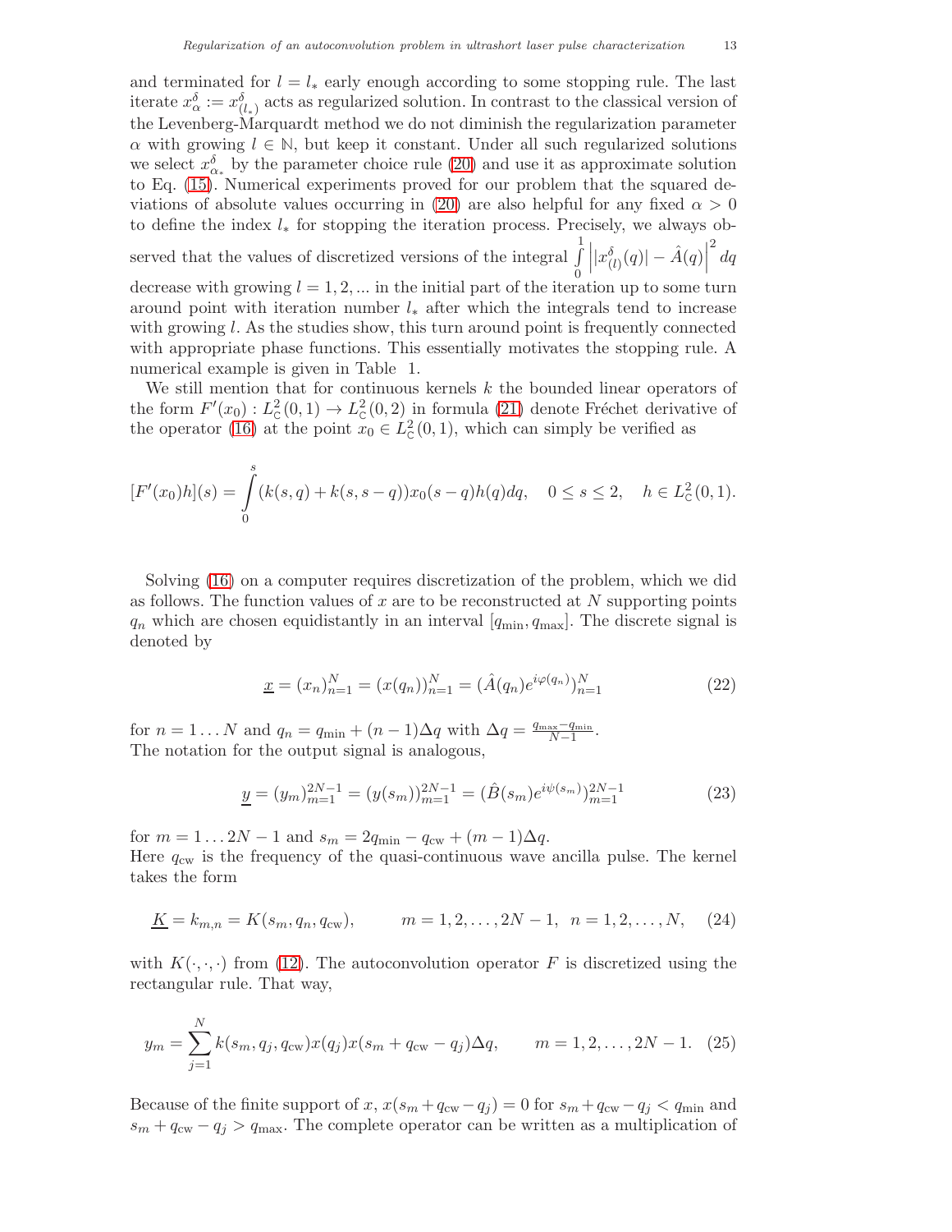and terminated for $l = l_*$ early enough according to some stopping rule. The last iterate $x_\alpha^\delta := x_{(l_*)}^\delta$ acts as regularized solution. In contrast to the classical version of the Levenberg-Marquardt method we do not diminish the regularization parameter $\alpha$ with growing $l \in \mathbb{N}$, but keep it constant. Under all such regularized solutions we select $x_{\alpha_*}^\delta$ by the parameter choice rule (20) and use it as approximate solution to Eq. (15). Numerical experiments proved for our problem that the squared deviations of absolute values occurring in (20) are also helpful for any fixed $\alpha > 0$ to define the index $l_*$ for stopping the iteration process. Precisely, we always observed that the values of discretized versions of the integral $\int_0^1 \left| |x_{(l)}^\delta(q)| - \hat{A}(q) \right|^2 dq$ decrease with growing $l = 1, 2, ...$ in the initial part of the iteration up to some turn around point with iteration number $l_*$ after which the integrals tend to increase with growing $l$. As the studies show, this turn around point is frequently connected with appropriate phase functions. This essentially motivates the stopping rule. A numerical example is given in Table 1.

We still mention that for continuous kernels $k$ the bounded linear operators of the form $F'(x_0) : L^2_{\mathbb{C}}(0,1) \to L^2_{\mathbb{C}}(0,2)$ in formula (21) denote Fréchet derivative of the operator (16) at the point $x_0 \in L^2_{\mathbb{C}}(0,1)$, which can simply be verified as

$$[F'(x_0)h](s) = \int_0^s (k(s,q) + k(s,s-q))x_0(s-q)h(q)dq, \quad 0 \le s \le 2, \quad h \in L^2_{\mathbb{C}}(0,1).$$

Solving (16) on a computer requires discretization of the problem, which we did as follows. The function values of $x$ are to be reconstructed at $N$ supporting points $q_n$ which are chosen equidistantly in an interval $[q_{\min}, q_{\max}]$. The discrete signal is denoted by

$$\underline{x} = (x_n)_{n=1}^N = (x(q_n))_{n=1}^N = (\hat{A}(q_n)e^{i\varphi(q_n)})_{n=1}^N \tag{22}$$

for $n = 1 \dots N$ and $q_n = q_{\min} + (n-1)\Delta q$ with $\Delta q = \frac{q_{\max} - q_{\min}}{N-1}$.
The notation for the output signal is analogous,

$$\underline{y} = (y_m)_{m=1}^{2N-1} = (y(s_m))_{m=1}^{2N-1} = (\hat{B}(s_m)e^{i\psi(s_m)})_{m=1}^{2N-1} \tag{23}$$

for $m = 1 \dots 2N-1$ and $s_m = 2q_{\min} - q_{\mathrm{cw}} + (m-1)\Delta q$.
Here $q_{\mathrm{cw}}$ is the frequency of the quasi-continuous wave ancilla pulse. The kernel takes the form

$$\underline{K} = k_{m,n} = K(s_m, q_n, q_{\mathrm{cw}}), \qquad m = 1, 2, \dots, 2N-1, \ \ n = 1, 2, \dots, N, \tag{24}$$

with $K(\cdot,\cdot,\cdot)$ from (12). The autoconvolution operator $F$ is discretized using the rectangular rule. That way,

$$y_m = \sum_{j=1}^N k(s_m, q_j, q_{\mathrm{cw}})x(q_j)x(s_m + q_{\mathrm{cw}} - q_j)\Delta q, \qquad m = 1, 2, \dots, 2N-1. \tag{25}$$

Because of the finite support of $x$, $x(s_m + q_{\mathrm{cw}} - q_j) = 0$ for $s_m + q_{\mathrm{cw}} - q_j < q_{\min}$ and $s_m + q_{\mathrm{cw}} - q_j > q_{\max}$. The complete operator can be written as a multiplication of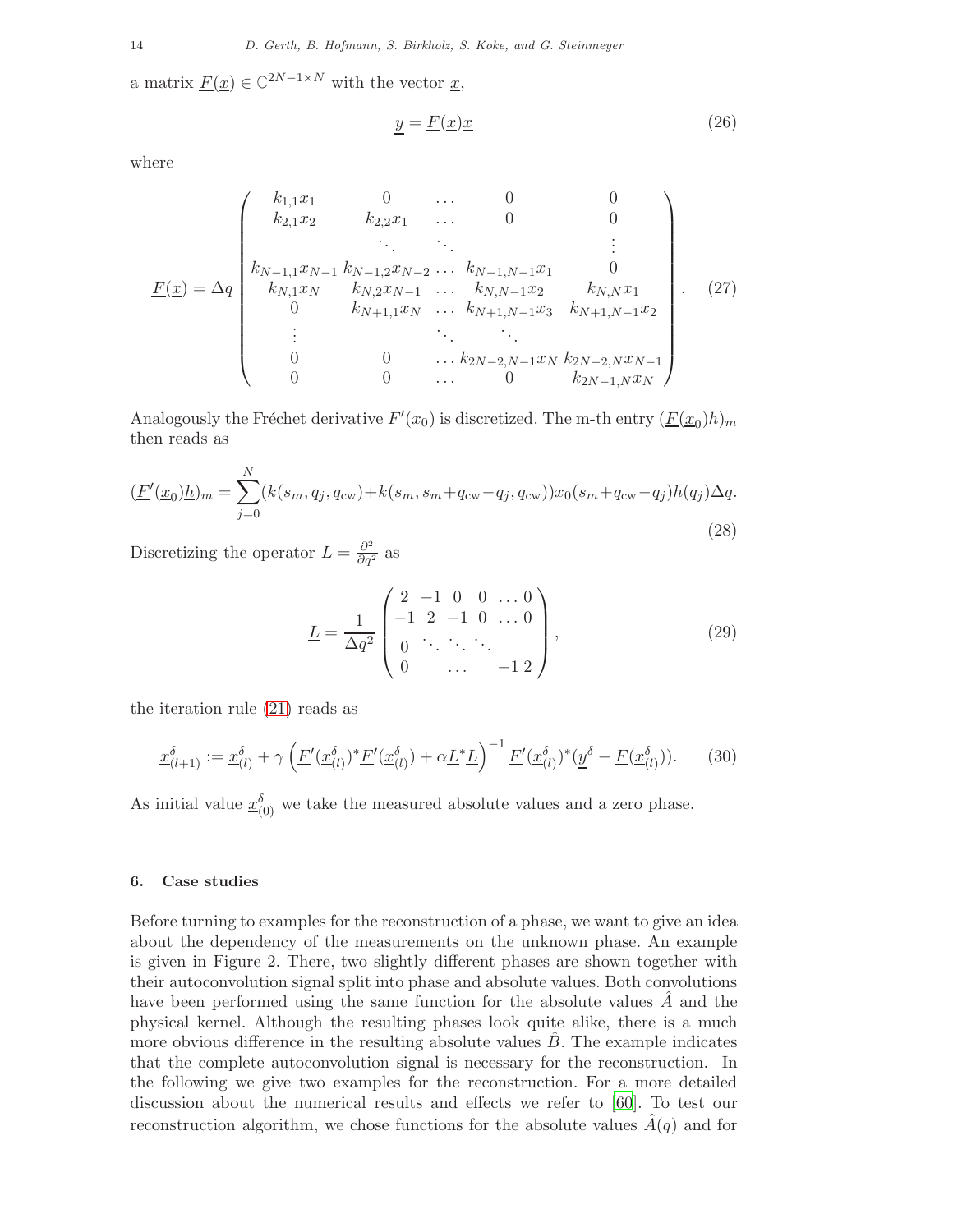a matrix $\underline{F}(\underline{x}) \in \mathbb{C}^{2N-1 \times N}$ with the vector $\underline{x}$,

$$\underline{y} = \underline{F}(\underline{x})\underline{x} \tag{26}$$

where

$$\underline{F}(\underline{x}) = \Delta q \begin{pmatrix} k_{1,1}x_1 & 0 & \dots & 0 & 0 \\ k_{2,1}x_2 & k_{2,2}x_1 & \dots & 0 & 0 \\ & \ddots & \ddots & & \vdots \\ k_{N-1,1}x_{N-1} & k_{N-1,2}x_{N-2} & \dots & k_{N-1,N-1}x_1 & 0 \\ k_{N,1}x_N & k_{N,2}x_{N-1} & \dots & k_{N,N-1}x_2 & k_{N,N}x_1 \\ 0 & k_{N+1,1}x_N & \dots & k_{N+1,N-1}x_3 & k_{N+1,N-1}x_2 \\ \vdots & & \ddots & \ddots & \\ 0 & 0 & \dots & k_{2N-2,N-1}x_N & k_{2N-2,N}x_{N-1} \\ 0 & 0 & \dots & 0 & k_{2N-1,N}x_N \end{pmatrix}. \tag{27}$$

Analogously the Fréchet derivative $F'(x_0)$ is discretized. The m-th entry $(\underline{F}(\underline{x}_0)h)_m$ then reads as

$$(\underline{F}'(\underline{x}_0)\underline{h})_m = \sum_{j=0}^{N} (k(s_m, q_j, q_{\text{cw}}) + k(s_m, s_m + q_{\text{cw}} - q_j, q_{\text{cw}}))x_0(s_m + q_{\text{cw}} - q_j)h(q_j)\Delta q. \tag{28}$$

Discretizing the operator $L = \frac{\partial^2}{\partial q^2}$ as

$$\underline{L} = \frac{1}{\Delta q^2} \begin{pmatrix} 2 & -1 & 0 & 0 & \dots & 0 \\ -1 & 2 & -1 & 0 & \dots & 0 \\ 0 & \ddots & \ddots & \ddots & & \\ 0 & & \dots & & -1 & 2 \end{pmatrix}, \tag{29}$$

the iteration rule (21) reads as

$$\underline{x}^\delta_{(l+1)} := \underline{x}^\delta_{(l)} + \gamma \left( \underline{F}'(\underline{x}^\delta_{(l)})^* \underline{F}'(\underline{x}^\delta_{(l)}) + \alpha \underline{L}^* \underline{L} \right)^{-1} \underline{F}'(\underline{x}^\delta_{(l)})^* (\underline{y}^\delta - \underline{F}(\underline{x}^\delta_{(l)})). \tag{30}$$

As initial value $\underline{x}^\delta_{(0)}$ we take the measured absolute values and a zero phase.

## 6. Case studies

Before turning to examples for the reconstruction of a phase, we want to give an idea about the dependency of the measurements on the unknown phase. An example is given in Figure 2. There, two slightly different phases are shown together with their autoconvolution signal split into phase and absolute values. Both convolutions have been performed using the same function for the absolute values $\hat{A}$ and the physical kernel. Although the resulting phases look quite alike, there is a much more obvious difference in the resulting absolute values $\hat{B}$. The example indicates that the complete autoconvolution signal is necessary for the reconstruction. In the following we give two examples for the reconstruction. For a more detailed discussion about the numerical results and effects we refer to [60]. To test our reconstruction algorithm, we chose functions for the absolute values $\hat{A}(q)$ and for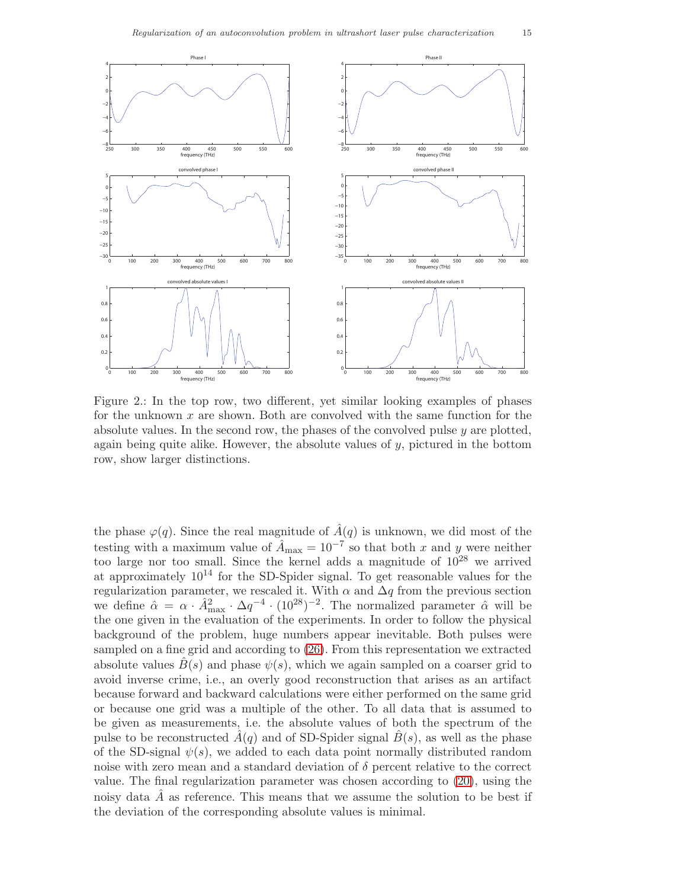Figure 2.: In the top row, two different, yet similar looking examples of phases for the unknown $x$ are shown. Both are convolved with the same function for the absolute values. In the second row, the phases of the convolved pulse $y$ are plotted, again being quite alike. However, the absolute values of $y$, pictured in the bottom row, show larger distinctions.

the phase $\varphi(q)$. Since the real magnitude of $\hat{A}(q)$ is unknown, we did most of the testing with a maximum value of $\hat{A}_{\max} = 10^{-7}$ so that both $x$ and $y$ were neither too large nor too small. Since the kernel adds a magnitude of $10^{28}$ we arrived at approximately $10^{14}$ for the SD-Spider signal. To get reasonable values for the regularization parameter, we rescaled it. With $\alpha$ and $\Delta q$ from the previous section we define $\hat{\alpha} = \alpha \cdot \hat{A}_{\max}^2 \cdot \Delta q^{-4} \cdot (10^{28})^{-2}$. The normalized parameter $\hat{\alpha}$ will be the one given in the evaluation of the experiments. In order to follow the physical background of the problem, huge numbers appear inevitable. Both pulses were sampled on a fine grid and according to (26). From this representation we extracted absolute values $\hat{B}(s)$ and phase $\psi(s)$, which we again sampled on a coarser grid to avoid inverse crime, i.e., an overly good reconstruction that arises as an artifact because forward and backward calculations were either performed on the same grid or because one grid was a multiple of the other. To all data that is assumed to be given as measurements, i.e. the absolute values of both the spectrum of the pulse to be reconstructed $\hat{A}(q)$ and of SD-Spider signal $\hat{B}(s)$, as well as the phase of the SD-signal $\psi(s)$, we added to each data point normally distributed random noise with zero mean and a standard deviation of $\delta$ percent relative to the correct value. The final regularization parameter was chosen according to (20), using the noisy data $\hat{A}$ as reference. This means that we assume the solution to be best if the deviation of the corresponding absolute values is minimal.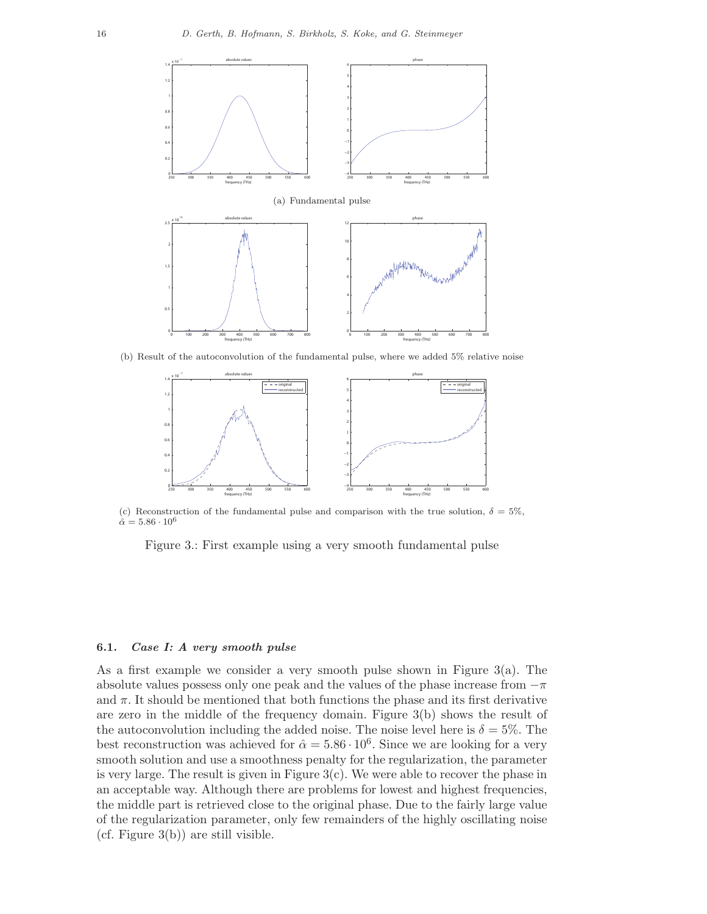(a) Fundamental pulse

(b) Result of the autoconvolution of the fundamental pulse, where we added 5% relative noise

(c) Reconstruction of the fundamental pulse and comparison with the true solution, $\delta = 5\%$, $\hat{\alpha} = 5.86 \cdot 10^6$

Figure 3.: First example using a very smooth fundamental pulse

### 6.1. *Case I: A very smooth pulse*

As a first example we consider a very smooth pulse shown in Figure 3(a). The absolute values possess only one peak and the values of the phase increase from $-\pi$ and $\pi$. It should be mentioned that both functions the phase and its first derivative are zero in the middle of the frequency domain. Figure 3(b) shows the result of the autoconvolution including the added noise. The noise level here is $\delta = 5\%$. The best reconstruction was achieved for $\hat{\alpha} = 5.86 \cdot 10^6$. Since we are looking for a very smooth solution and use a smoothness penalty for the regularization, the parameter is very large. The result is given in Figure 3(c). We were able to recover the phase in an acceptable way. Although there are problems for lowest and highest frequencies, the middle part is retrieved close to the original phase. Due to the fairly large value of the regularization parameter, only few remainders of the highly oscillating noise (cf. Figure 3(b)) are still visible.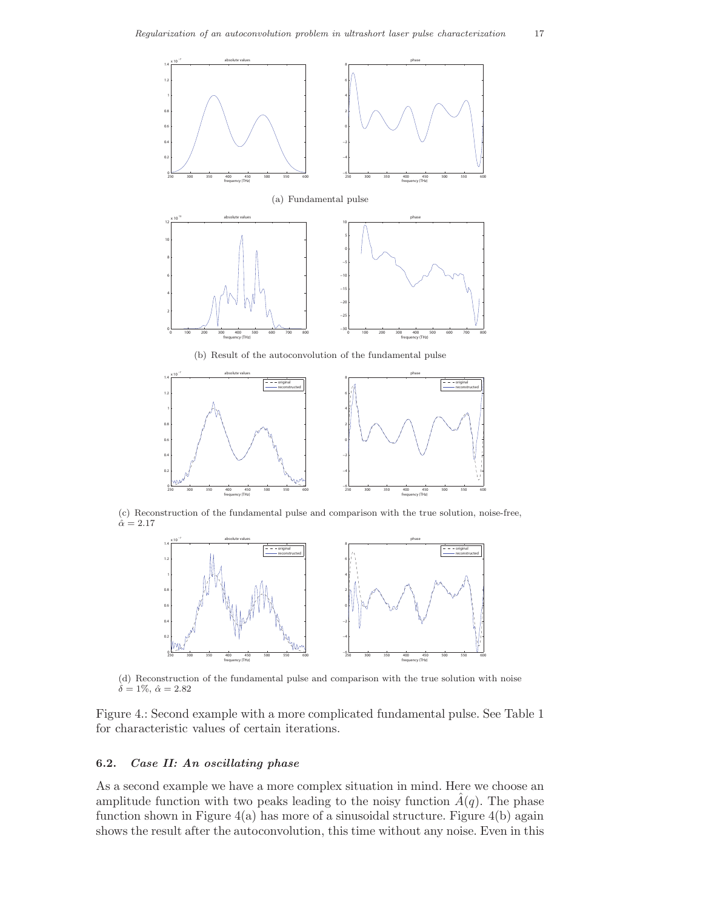(a) Fundamental pulse

(b) Result of the autoconvolution of the fundamental pulse

(c) Reconstruction of the fundamental pulse and comparison with the true solution, noise-free, $\hat{\alpha} = 2.17$

(d) Reconstruction of the fundamental pulse and comparison with the true solution with noise $\delta = 1\%$, $\hat{\alpha} = 2.82$

Figure 4.: Second example with a more complicated fundamental pulse. See Table 1 for characteristic values of certain iterations.

### 6.2. *Case II: An oscillating phase*

As a second example we have a more complex situation in mind. Here we choose an amplitude function with two peaks leading to the noisy function $\hat{A}(q)$. The phase function shown in Figure 4(a) has more of a sinusoidal structure. Figure 4(b) again shows the result after the autoconvolution, this time without any noise. Even in this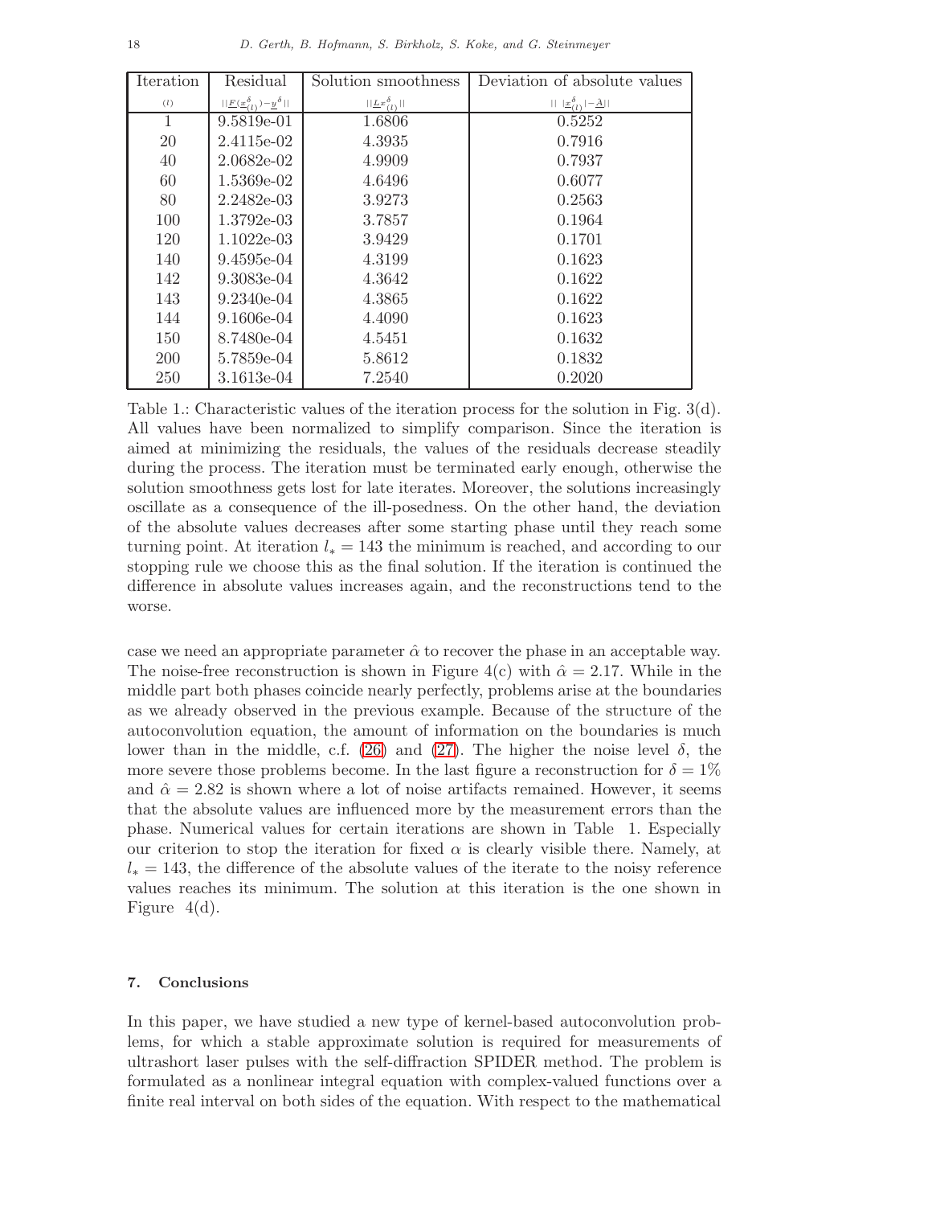| Iteration | Residual | Solution smoothness | Deviation of absolute values |
|---|---|---|---|
| $(l)$ | $\lVert \underline{F}(\underline{x}^\delta_{(l)}) - \underline{y}^\delta \rVert$ | $\lVert \underline{L}x^\delta_{(l)} \rVert$ | $\lVert \, \lvert \underline{x}^\delta_{(l)} \rvert - \underline{\tilde{A}} \rVert$ |
| 1 | 9.5819e-01 | 1.6806 | 0.5252 |
| 20 | 2.4115e-02 | 4.3935 | 0.7916 |
| 40 | 2.0682e-02 | 4.9909 | 0.7937 |
| 60 | 1.5369e-02 | 4.6496 | 0.6077 |
| 80 | 2.2482e-03 | 3.9273 | 0.2563 |
| 100 | 1.3792e-03 | 3.7857 | 0.1964 |
| 120 | 1.1022e-03 | 3.9429 | 0.1701 |
| 140 | 9.4595e-04 | 4.3199 | 0.1623 |
| 142 | 9.3083e-04 | 4.3642 | 0.1622 |
| 143 | 9.2340e-04 | 4.3865 | 0.1622 |
| 144 | 9.1606e-04 | 4.4090 | 0.1623 |
| 150 | 8.7480e-04 | 4.5451 | 0.1632 |
| 200 | 5.7859e-04 | 5.8612 | 0.1832 |
| 250 | 3.1613e-04 | 7.2540 | 0.2020 |

Table 1.: Characteristic values of the iteration process for the solution in Fig. 3(d). All values have been normalized to simplify comparison. Since the iteration is aimed at minimizing the residuals, the values of the residuals decrease steadily during the process. The iteration must be terminated early enough, otherwise the solution smoothness gets lost for late iterates. Moreover, the solutions increasingly oscillate as a consequence of the ill-posedness. On the other hand, the deviation of the absolute values decreases after some starting phase until they reach some turning point. At iteration $l_* = 143$ the minimum is reached, and according to our stopping rule we choose this as the final solution. If the iteration is continued the difference in absolute values increases again, and the reconstructions tend to the worse.

case we need an appropriate parameter $\hat{\alpha}$ to recover the phase in an acceptable way. The noise-free reconstruction is shown in Figure 4(c) with $\hat{\alpha} = 2.17$. While in the middle part both phases coincide nearly perfectly, problems arise at the boundaries as we already observed in the previous example. Because of the structure of the autoconvolution equation, the amount of information on the boundaries is much lower than in the middle, c.f. (26) and (27). The higher the noise level $\delta$, the more severe those problems become. In the last figure a reconstruction for $\delta = 1\%$ and $\hat{\alpha} = 2.82$ is shown where a lot of noise artifacts remained. However, it seems that the absolute values are influenced more by the measurement errors than the phase. Numerical values for certain iterations are shown in Table 1. Especially our criterion to stop the iteration for fixed $\alpha$ is clearly visible there. Namely, at $l_* = 143$, the difference of the absolute values of the iterate to the noisy reference values reaches its minimum. The solution at this iteration is the one shown in Figure 4(d).

## 7. Conclusions

In this paper, we have studied a new type of kernel-based autoconvolution problems, for which a stable approximate solution is required for measurements of ultrashort laser pulses with the self-diffraction SPIDER method. The problem is formulated as a nonlinear integral equation with complex-valued functions over a finite real interval on both sides of the equation. With respect to the mathematical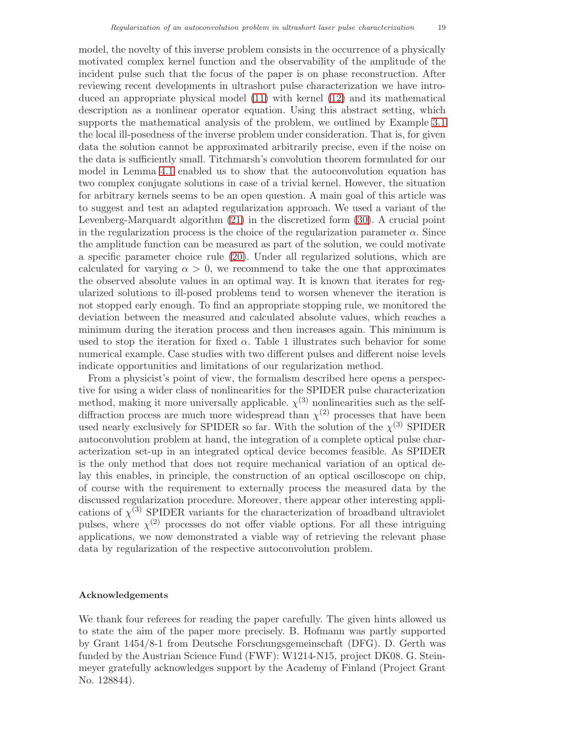model, the novelty of this inverse problem consists in the occurrence of a physically motivated complex kernel function and the observability of the amplitude of the incident pulse such that the focus of the paper is on phase reconstruction. After reviewing recent developments in ultrashort pulse characterization we have introduced an appropriate physical model (11) with kernel (12) and its mathematical description as a nonlinear operator equation. Using this abstract setting, which supports the mathematical analysis of the problem, we outlined by Example 3.1 the local ill-posedness of the inverse problem under consideration. That is, for given data the solution cannot be approximated arbitrarily precise, even if the noise on the data is sufficiently small. Titchmarsh's convolution theorem formulated for our model in Lemma 4.1 enabled us to show that the autoconvolution equation has two complex conjugate solutions in case of a trivial kernel. However, the situation for arbitrary kernels seems to be an open question. A main goal of this article was to suggest and test an adapted regularization approach. We used a variant of the Levenberg-Marquardt algorithm (21) in the discretized form (30). A crucial point in the regularization process is the choice of the regularization parameter $\alpha$. Since the amplitude function can be measured as part of the solution, we could motivate a specific parameter choice rule (20). Under all regularized solutions, which are calculated for varying $\alpha > 0$, we recommend to take the one that approximates the observed absolute values in an optimal way. It is known that iterates for regularized solutions to ill-posed problems tend to worsen whenever the iteration is not stopped early enough. To find an appropriate stopping rule, we monitored the deviation between the measured and calculated absolute values, which reaches a minimum during the iteration process and then increases again. This minimum is used to stop the iteration for fixed $\alpha$. Table 1 illustrates such behavior for some numerical example. Case studies with two different pulses and different noise levels indicate opportunities and limitations of our regularization method.

From a physicist's point of view, the formalism described here opens a perspective for using a wider class of nonlinearities for the SPIDER pulse characterization method, making it more universally applicable. $\chi^{(3)}$ nonlinearities such as the self-diffraction process are much more widespread than $\chi^{(2)}$ processes that have been used nearly exclusively for SPIDER so far. With the solution of the $\chi^{(3)}$ SPIDER autoconvolution problem at hand, the integration of a complete optical pulse characterization set-up in an integrated optical device becomes feasible. As SPIDER is the only method that does not require mechanical variation of an optical delay this enables, in principle, the construction of an optical oscilloscope on chip, of course with the requirement to externally process the measured data by the discussed regularization procedure. Moreover, there appear other interesting applications of $\chi^{(3)}$ SPIDER variants for the characterization of broadband ultraviolet pulses, where $\chi^{(2)}$ processes do not offer viable options. For all these intriguing applications, we now demonstrated a viable way of retrieving the relevant phase data by regularization of the respective autoconvolution problem.

## Acknowledgements

We thank four referees for reading the paper carefully. The given hints allowed us to state the aim of the paper more precisely. B. Hofmann was partly supported by Grant 1454/8-1 from Deutsche Forschungsgemeinschaft (DFG). D. Gerth was funded by the Austrian Science Fund (FWF): W1214-N15, project DK08. G. Steinmeyer gratefully acknowledges support by the Academy of Finland (Project Grant No. 128844).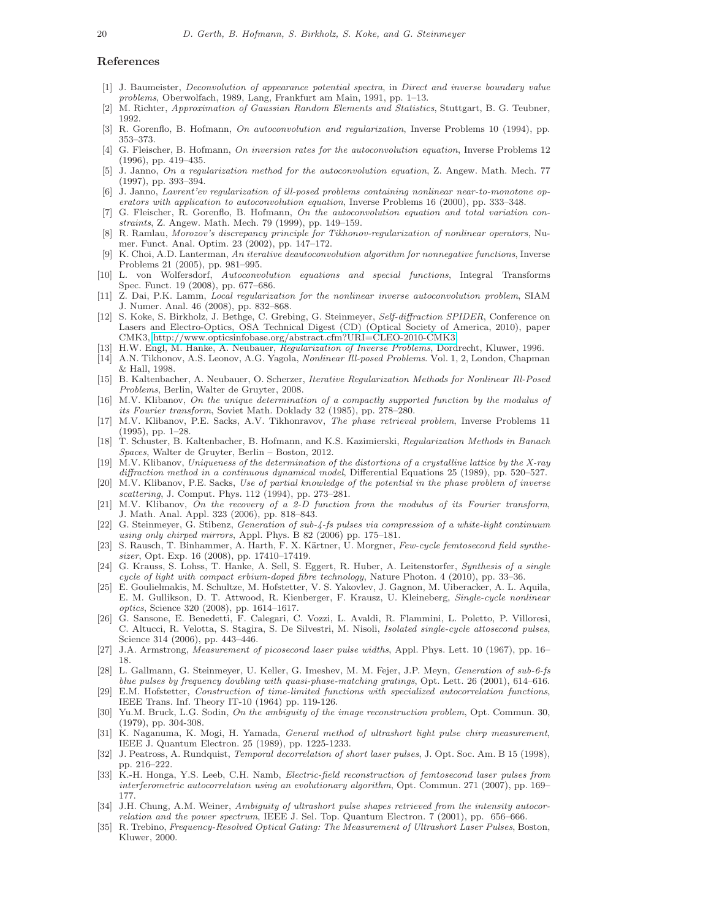## References

[1] J. Baumeister, *Deconvolution of appearance potential spectra*, in *Direct and inverse boundary value problems*, Oberwolfach, 1989, Lang, Frankfurt am Main, 1991, pp. 1–13.

[2] M. Richter, *Approximation of Gaussian Random Elements and Statistics*, Stuttgart, B. G. Teubner, 1992.

[3] R. Gorenflo, B. Hofmann, *On autoconvolution and regularization*, Inverse Problems 10 (1994), pp. 353–373.

[4] G. Fleischer, B. Hofmann, *On inversion rates for the autoconvolution equation*, Inverse Problems 12 (1996), pp. 419–435.

[5] J. Janno, *On a regularization method for the autoconvolution equation*, Z. Angew. Math. Mech. 77 (1997), pp. 393–394.

[6] J. Janno, *Lavrent'ev regularization of ill-posed problems containing nonlinear near-to-monotone operators with application to autoconvolution equation*, Inverse Problems 16 (2000), pp. 333–348.

[7] G. Fleischer, R. Gorenflo, B. Hofmann, *On the autoconvolution equation and total variation constraints*, Z. Angew. Math. Mech. 79 (1999), pp. 149–159.

[8] R. Ramlau, *Morozov's discrepancy principle for Tikhonov-regularization of nonlinear operators*, Numer. Funct. Anal. Optim. 23 (2002), pp. 147–172.

[9] K. Choi, A.D. Lanterman, *An iterative deautoconvolution algorithm for nonnegative functions*, Inverse Problems 21 (2005), pp. 981–995.

[10] L. von Wolfersdorf, *Autoconvolution equations and special functions*, Integral Transforms Spec. Funct. 19 (2008), pp. 677–686.

[11] Z. Dai, P.K. Lamm, *Local regularization for the nonlinear inverse autoconvolution problem*, SIAM J. Numer. Anal. 46 (2008), pp. 832–868.

[12] S. Koke, S. Birkholz, J. Bethge, C. Grebing, G. Steinmeyer, *Self-diffraction SPIDER*, Conference on Lasers and Electro-Optics, OSA Technical Digest (CD) (Optical Society of America, 2010), paper CMK3, http://www.opticsinfobase.org/abstract.cfm?URI=CLEO-2010-CMK3.

[13] H.W. Engl, M. Hanke, A. Neubauer, *Regularization of Inverse Problems*, Dordrecht, Kluwer, 1996.

[14] A.N. Tikhonov, A.S. Leonov, A.G. Yagola, *Nonlinear Ill-posed Problems*. Vol. 1, 2, London, Chapman & Hall, 1998.

[15] B. Kaltenbacher, A. Neubauer, O. Scherzer, *Iterative Regularization Methods for Nonlinear Ill-Posed Problems*, Berlin, Walter de Gruyter, 2008.

[16] M.V. Klibanov, *On the unique determination of a compactly supported function by the modulus of its Fourier transform*, Soviet Math. Doklady 32 (1985), pp. 278–280.

[17] M.V. Klibanov, P.E. Sacks, A.V. Tikhonravov, *The phase retrieval problem*, Inverse Problems 11 (1995), pp. 1–28.

[18] T. Schuster, B. Kaltenbacher, B. Hofmann, and K.S. Kazimierski, *Regularization Methods in Banach Spaces*, Walter de Gruyter, Berlin – Boston, 2012.

[19] M.V. Klibanov, *Uniqueness of the determination of the distortions of a crystalline lattice by the X-ray diffraction method in a continuous dynamical model*, Differential Equations 25 (1989), pp. 520–527.

[20] M.V. Klibanov, P.E. Sacks, *Use of partial knowledge of the potential in the phase problem of inverse scattering*, J. Comput. Phys. 112 (1994), pp. 273–281.

[21] M.V. Klibanov, *On the recovery of a 2-D function from the modulus of its Fourier transform*, J. Math. Anal. Appl. 323 (2006), pp. 818–843.

[22] G. Steinmeyer, G. Stibenz, *Generation of sub-4-fs pulses via compression of a white-light continuum using only chirped mirrors*, Appl. Phys. B 82 (2006) pp. 175–181.

[23] S. Rausch, T. Binhammer, A. Harth, F. X. Kärtner, U. Morgner, *Few-cycle femtosecond field synthesizer*, Opt. Exp. 16 (2008), pp. 17410–17419.

[24] G. Krauss, S. Lohss, T. Hanke, A. Sell, S. Eggert, R. Huber, A. Leitenstorfer, *Synthesis of a single cycle of light with compact erbium-doped fibre technology*, Nature Photon. 4 (2010), pp. 33–36.

[25] E. Goulielmakis, M. Schultze, M. Hofstetter, V. S. Yakovlev, J. Gagnon, M. Uiberacker, A. L. Aquila, E. M. Gullikson, D. T. Attwood, R. Kienberger, F. Krausz, U. Kleineberg, *Single-cycle nonlinear optics*, Science 320 (2008), pp. 1614–1617.

[26] G. Sansone, E. Benedetti, F. Calegari, C. Vozzi, L. Avaldi, R. Flammini, L. Poletto, P. Villoresi, C. Altucci, R. Velotta, S. Stagira, S. De Silvestri, M. Nisoli, *Isolated single-cycle attosecond pulses*, Science 314 (2006), pp. 443–446.

[27] J.A. Armstrong, *Measurement of picosecond laser pulse widths*, Appl. Phys. Lett. 10 (1967), pp. 16–18.

[28] L. Gallmann, G. Steinmeyer, U. Keller, G. Imeshev, M. M. Fejer, J.P. Meyn, *Generation of sub-6-fs blue pulses by frequency doubling with quasi-phase-matching gratings*, Opt. Lett. 26 (2001), 614–616.

[29] E.M. Hofstetter, *Construction of time-limited functions with specialized autocorrelation functions*, IEEE Trans. Inf. Theory IT-10 (1964) pp. 119-126.

[30] Yu.M. Bruck, L.G. Sodin, *On the ambiguity of the image reconstruction problem*, Opt. Commun. 30, (1979), pp. 304-308.

[31] K. Naganuma, K. Mogi, H. Yamada, *General method of ultrashort light pulse chirp measurement*, IEEE J. Quantum Electron. 25 (1989), pp. 1225-1233.

[32] J. Peatross, A. Rundquist, *Temporal decorrelation of short laser pulses*, J. Opt. Soc. Am. B 15 (1998), pp. 216–222.

[33] K.-H. Honga, Y.S. Leeb, C.H. Namb, *Electric-field reconstruction of femtosecond laser pulses from interferometric autocorrelation using an evolutionary algorithm*, Opt. Commun. 271 (2007), pp. 169–177.

[34] J.H. Chung, A.M. Weiner, *Ambiguity of ultrashort pulse shapes retrieved from the intensity autocorrelation and the power spectrum*, IEEE J. Sel. Top. Quantum Electron. 7 (2001), pp. 656–666.

[35] R. Trebino, *Frequency-Resolved Optical Gating: The Measurement of Ultrashort Laser Pulses*, Boston, Kluwer, 2000.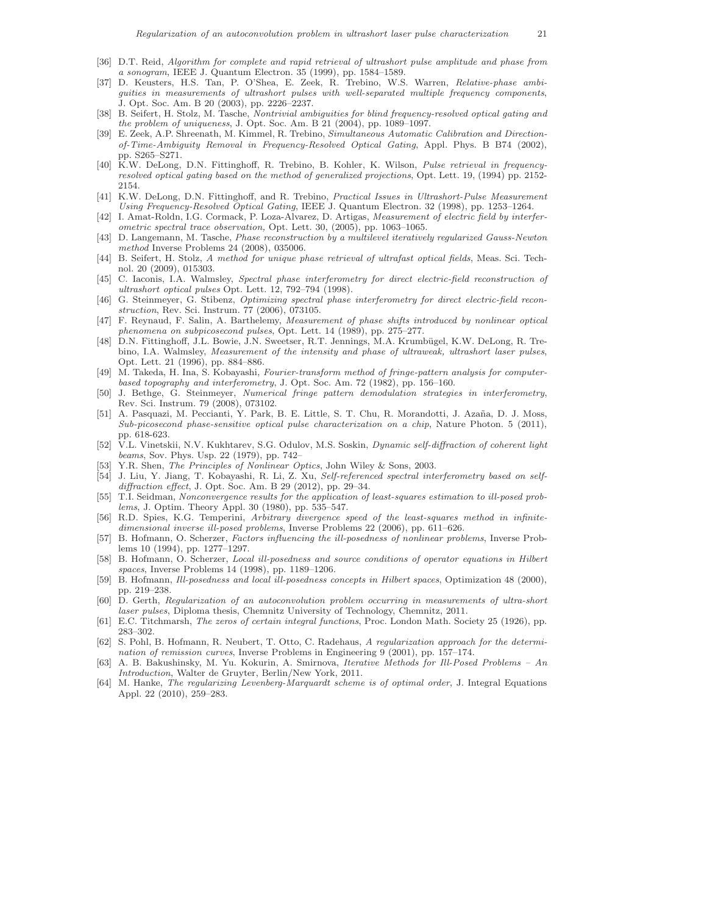[36] D.T. Reid, *Algorithm for complete and rapid retrieval of ultrashort pulse amplitude and phase from a sonogram*, IEEE J. Quantum Electron. 35 (1999), pp. 1584–1589.

[37] D. Keusters, H.S. Tan, P. O'Shea, E. Zeek, R. Trebino, W.S. Warren, *Relative-phase ambiguities in measurements of ultrashort pulses with well-separated multiple frequency components*, J. Opt. Soc. Am. B 20 (2003), pp. 2226–2237.

[38] B. Seifert, H. Stolz, M. Tasche, *Nontrivial ambiguities for blind frequency-resolved optical gating and the problem of uniqueness*, J. Opt. Soc. Am. B 21 (2004), pp. 1089–1097.

[39] E. Zeek, A.P. Shreenath, M. Kimmel, R. Trebino, *Simultaneous Automatic Calibration and Direction-of-Time-Ambiguity Removal in Frequency-Resolved Optical Gating*, Appl. Phys. B B74 (2002), pp. S265–S271.

[40] K.W. DeLong, D.N. Fittinghoff, R. Trebino, B. Kohler, K. Wilson, *Pulse retrieval in frequency-resolved optical gating based on the method of generalized projections*, Opt. Lett. 19, (1994) pp. 2152-2154.

[41] K.W. DeLong, D.N. Fittinghoff, and R. Trebino, *Practical Issues in Ultrashort-Pulse Measurement Using Frequency-Resolved Optical Gating*, IEEE J. Quantum Electron. 32 (1998), pp. 1253–1264.

[42] I. Amat-Roldn, I.G. Cormack, P. Loza-Alvarez, D. Artigas, *Measurement of electric field by interferometric spectral trace observation*, Opt. Lett. 30, (2005), pp. 1063–1065.

[43] D. Langemann, M. Tasche, *Phase reconstruction by a multilevel iteratively regularized Gauss-Newton method* Inverse Problems 24 (2008), 035006.

[44] B. Seifert, H. Stolz, *A method for unique phase retrieval of ultrafast optical fields*, Meas. Sci. Technol. 20 (2009), 015303.

[45] C. Iaconis, I.A. Walmsley, *Spectral phase interferometry for direct electric-field reconstruction of ultrashort optical pulses* Opt. Lett. 12, 792–794 (1998).

[46] G. Steinmeyer, G. Stibenz, *Optimizing spectral phase interferometry for direct electric-field reconstruction*, Rev. Sci. Instrum. 77 (2006), 073105.

[47] F. Reynaud, F. Salin, A. Barthelemy, *Measurement of phase shifts introduced by nonlinear optical phenomena on subpicosecond pulses*, Opt. Lett. 14 (1989), pp. 275–277.

[48] D.N. Fittinghoff, J.L. Bowie, J.N. Sweetser, R.T. Jennings, M.A. Krumbügel, K.W. DeLong, R. Trebino, I.A. Walmsley, *Measurement of the intensity and phase of ultraweak, ultrashort laser pulses*, Opt. Lett. 21 (1996), pp. 884–886.

[49] M. Takeda, H. Ina, S. Kobayashi, *Fourier-transform method of fringe-pattern analysis for computer-based topography and interferometry*, J. Opt. Soc. Am. 72 (1982), pp. 156–160.

[50] J. Bethge, G. Steinmeyer, *Numerical fringe pattern demodulation strategies in interferometry*, Rev. Sci. Instrum. 79 (2008), 073102.

[51] A. Pasquazi, M. Peccianti, Y. Park, B. E. Little, S. T. Chu, R. Morandotti, J. Azaña, D. J. Moss, *Sub-picosecond phase-sensitive optical pulse characterization on a chip*, Nature Photon. 5 (2011), pp. 618-623.

[52] V.L. Vinetskii, N.V. Kukhtarev, S.G. Odulov, M.S. Soskin, *Dynamic self-diffraction of coherent light beams*, Sov. Phys. Usp. 22 (1979), pp. 742–

[53] Y.R. Shen, *The Principles of Nonlinear Optics*, John Wiley & Sons, 2003.

[54] J. Liu, Y. Jiang, T. Kobayashi, R. Li, Z. Xu, *Self-referenced spectral interferometry based on self-diffraction effect*, J. Opt. Soc. Am. B 29 (2012), pp. 29–34.

[55] T.I. Seidman, *Nonconvergence results for the application of least-squares estimation to ill-posed problems*, J. Optim. Theory Appl. 30 (1980), pp. 535–547.

[56] R.D. Spies, K.G. Temperini, *Arbitrary divergence speed of the least-squares method in infinite-dimensional inverse ill-posed problems*, Inverse Problems 22 (2006), pp. 611–626.

[57] B. Hofmann, O. Scherzer, *Factors influencing the ill-posedness of nonlinear problems*, Inverse Problems 10 (1994), pp. 1277–1297.

[58] B. Hofmann, O. Scherzer, *Local ill-posedness and source conditions of operator equations in Hilbert spaces*, Inverse Problems 14 (1998), pp. 1189–1206.

[59] B. Hofmann, *Ill-posedness and local ill-posedness concepts in Hilbert spaces*, Optimization 48 (2000), pp. 219–238.

[60] D. Gerth, *Regularization of an autoconvolution problem occurring in measurements of ultra-short laser pulses*, Diploma thesis, Chemnitz University of Technology, Chemnitz, 2011.

[61] E.C. Titchmarsh, *The zeros of certain integral functions*, Proc. London Math. Society 25 (1926), pp. 283–302.

[62] S. Pohl, B. Hofmann, R. Neubert, T. Otto, C. Radehaus, *A regularization approach for the determination of remission curves*, Inverse Problems in Engineering 9 (2001), pp. 157–174.

[63] A. B. Bakushinsky, M. Yu. Kokurin, A. Smirnova, *Iterative Methods for Ill-Posed Problems – An Introduction*, Walter de Gruyter, Berlin/New York, 2011.

[64] M. Hanke, *The regularizing Levenberg-Marquardt scheme is of optimal order*, J. Integral Equations Appl. 22 (2010), 259–283.